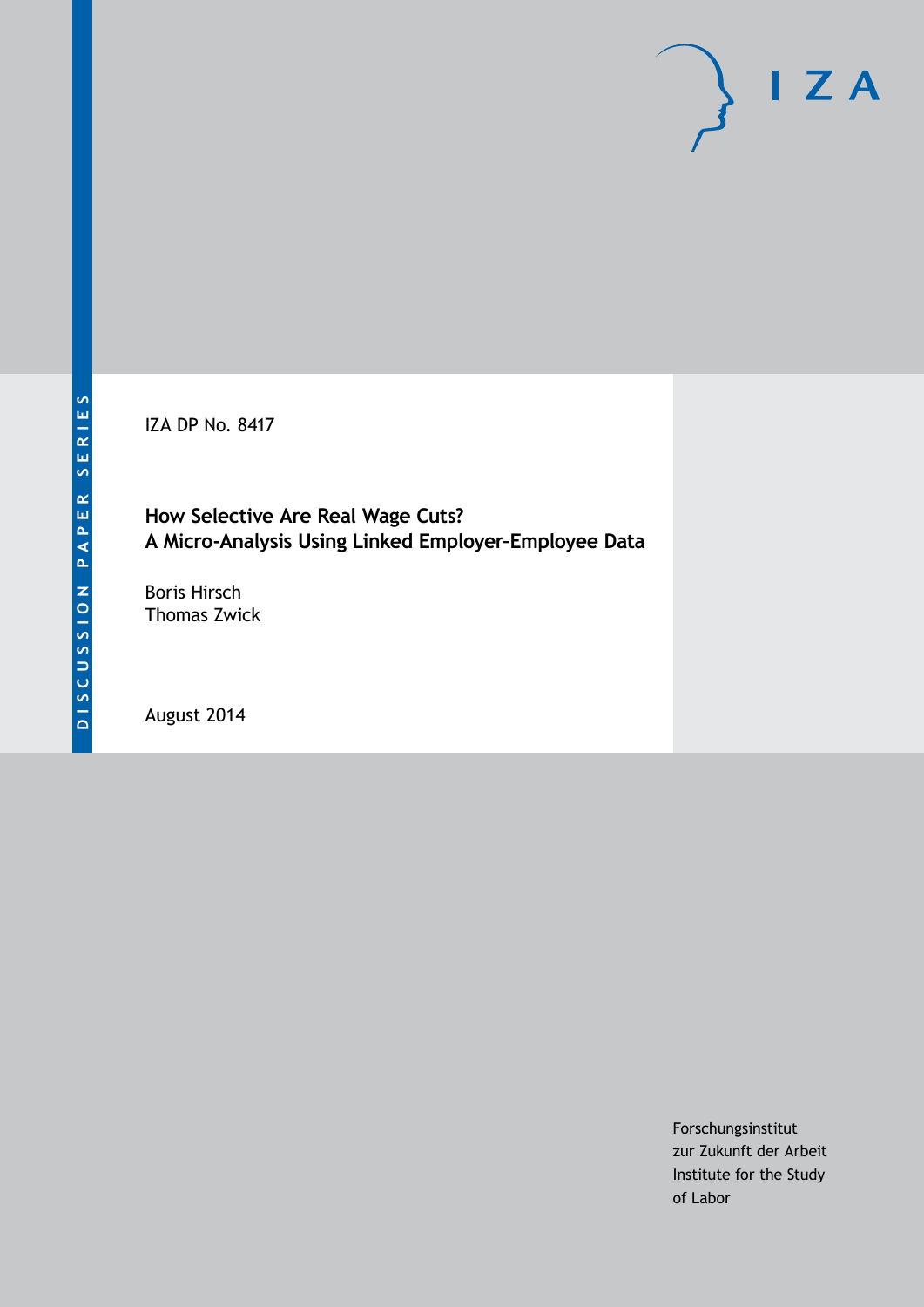DISCUSSION PAPER SERIES

IZA

IZA DP No. 8417

# How Selective Are Real Wage Cuts? A Micro-Analysis Using Linked Employer-Employee Data

Boris Hirsch
Thomas Zwick

August 2014

Forschungsinstitut
zur Zukunft der Arbeit
Institute for the Study
of Labor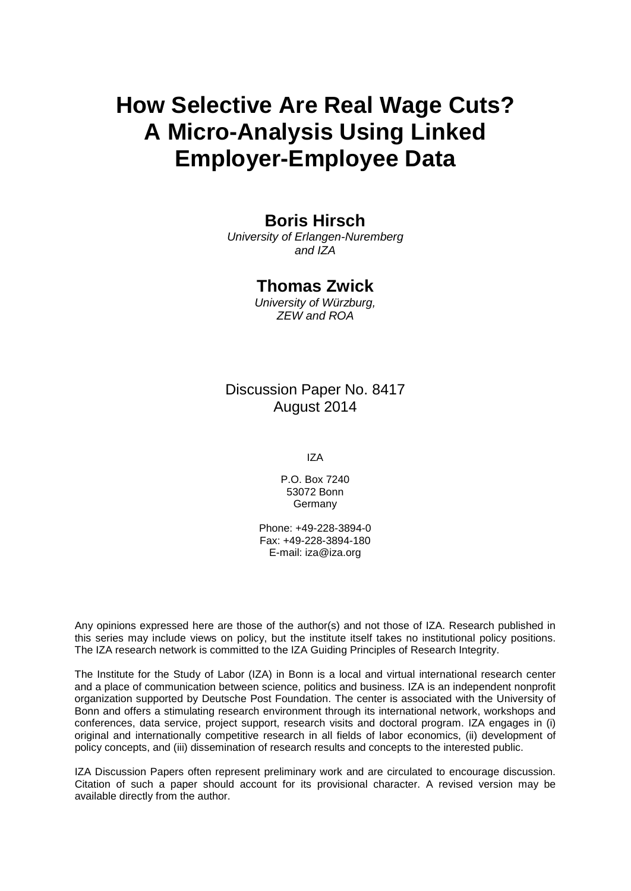# How Selective Are Real Wage Cuts? A Micro-Analysis Using Linked Employer-Employee Data

**Boris Hirsch**

*University of Erlangen-Nuremberg and IZA*

**Thomas Zwick**

*University of Würzburg, ZEW and ROA*

Discussion Paper No. 8417
August 2014

IZA

P.O. Box 7240
53072 Bonn
Germany

Phone: +49-228-3894-0
Fax: +49-228-3894-180
E-mail: iza@iza.org

Any opinions expressed here are those of the author(s) and not those of IZA. Research published in this series may include views on policy, but the institute itself takes no institutional policy positions. The IZA research network is committed to the IZA Guiding Principles of Research Integrity.

The Institute for the Study of Labor (IZA) in Bonn is a local and virtual international research center and a place of communication between science, politics and business. IZA is an independent nonprofit organization supported by Deutsche Post Foundation. The center is associated with the University of Bonn and offers a stimulating research environment through its international network, workshops and conferences, data service, project support, research visits and doctoral program. IZA engages in (i) original and internationally competitive research in all fields of labor economics, (ii) development of policy concepts, and (iii) dissemination of research results and concepts to the interested public.

IZA Discussion Papers often represent preliminary work and are circulated to encourage discussion. Citation of such a paper should account for its provisional character. A revised version may be available directly from the author.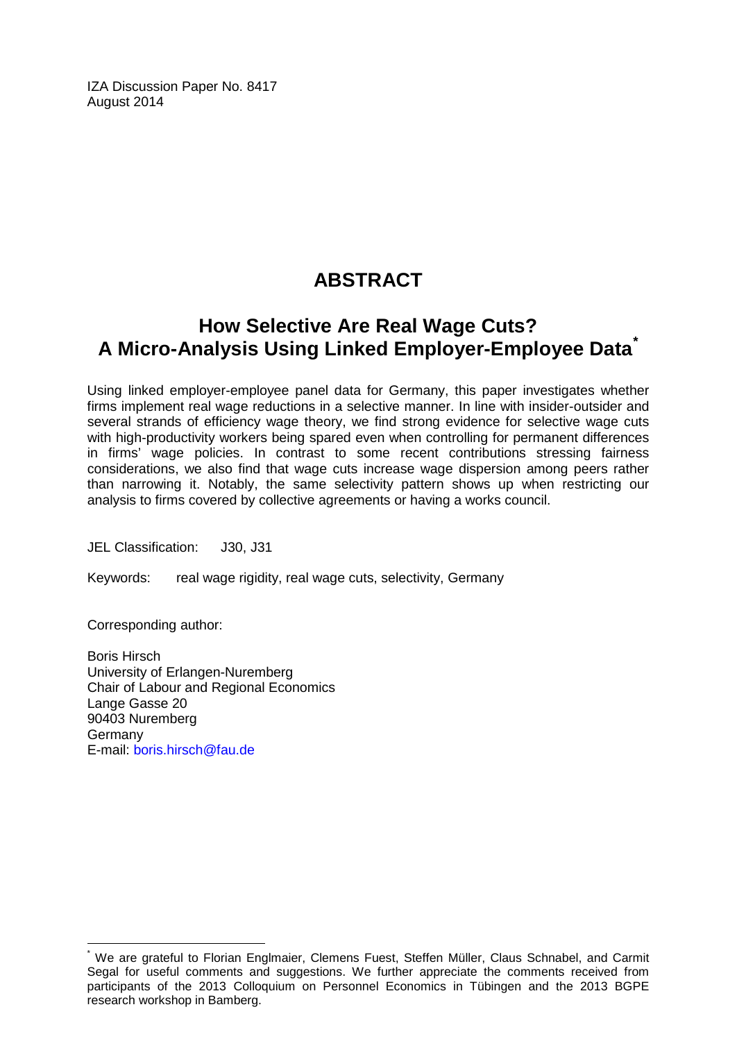IZA Discussion Paper No. 8417
August 2014

# ABSTRACT

## How Selective Are Real Wage Cuts? A Micro-Analysis Using Linked Employer-Employee Data*

Using linked employer-employee panel data for Germany, this paper investigates whether firms implement real wage reductions in a selective manner. In line with insider-outsider and several strands of efficiency wage theory, we find strong evidence for selective wage cuts with high-productivity workers being spared even when controlling for permanent differences in firms' wage policies. In contrast to some recent contributions stressing fairness considerations, we also find that wage cuts increase wage dispersion among peers rather than narrowing it. Notably, the same selectivity pattern shows up when restricting our analysis to firms covered by collective agreements or having a works council.

JEL Classification: J30, J31

Keywords: real wage rigidity, real wage cuts, selectivity, Germany

Corresponding author:

Boris Hirsch
University of Erlangen-Nuremberg
Chair of Labour and Regional Economics
Lange Gasse 20
90403 Nuremberg
Germany
E-mail: boris.hirsch@fau.de

---

* We are grateful to Florian Englmaier, Clemens Fuest, Steffen Müller, Claus Schnabel, and Carmit Segal for useful comments and suggestions. We further appreciate the comments received from participants of the 2013 Colloquium on Personnel Economics in Tübingen and the 2013 BGPE research workshop in Bamberg.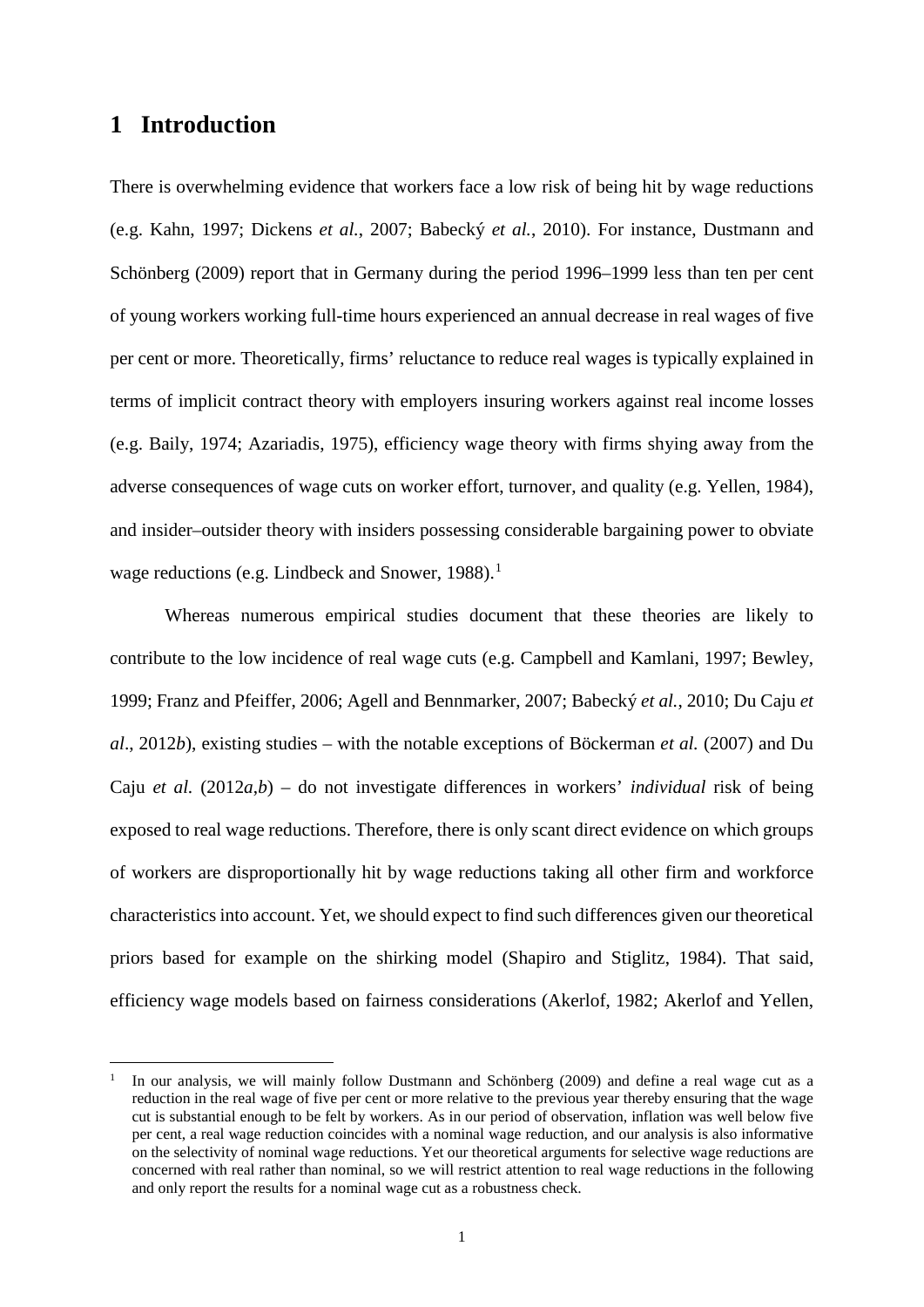# 1 Introduction

There is overwhelming evidence that workers face a low risk of being hit by wage reductions (e.g. Kahn, 1997; Dickens *et al.*, 2007; Babecký *et al.*, 2010). For instance, Dustmann and Schönberg (2009) report that in Germany during the period 1996–1999 less than ten per cent of young workers working full-time hours experienced an annual decrease in real wages of five per cent or more. Theoretically, firms' reluctance to reduce real wages is typically explained in terms of implicit contract theory with employers insuring workers against real income losses (e.g. Baily, 1974; Azariadis, 1975), efficiency wage theory with firms shying away from the adverse consequences of wage cuts on worker effort, turnover, and quality (e.g. Yellen, 1984), and insider–outsider theory with insiders possessing considerable bargaining power to obviate wage reductions (e.g. Lindbeck and Snower, 1988).[1]

Whereas numerous empirical studies document that these theories are likely to contribute to the low incidence of real wage cuts (e.g. Campbell and Kamlani, 1997; Bewley, 1999; Franz and Pfeiffer, 2006; Agell and Bennmarker, 2007; Babecký *et al.*, 2010; Du Caju *et al*., 2012*b*), existing studies – with the notable exceptions of Böckerman *et al.* (2007) and Du Caju *et al.* (2012*a*,*b*) – do not investigate differences in workers' *individual* risk of being exposed to real wage reductions. Therefore, there is only scant direct evidence on which groups of workers are disproportionally hit by wage reductions taking all other firm and workforce characteristics into account. Yet, we should expect to find such differences given our theoretical priors based for example on the shirking model (Shapiro and Stiglitz, 1984). That said, efficiency wage models based on fairness considerations (Akerlof, 1982; Akerlof and Yellen,

[1] In our analysis, we will mainly follow Dustmann and Schönberg (2009) and define a real wage cut as a reduction in the real wage of five per cent or more relative to the previous year thereby ensuring that the wage cut is substantial enough to be felt by workers. As in our period of observation, inflation was well below five per cent, a real wage reduction coincides with a nominal wage reduction, and our analysis is also informative on the selectivity of nominal wage reductions. Yet our theoretical arguments for selective wage reductions are concerned with real rather than nominal, so we will restrict attention to real wage reductions in the following and only report the results for a nominal wage cut as a robustness check.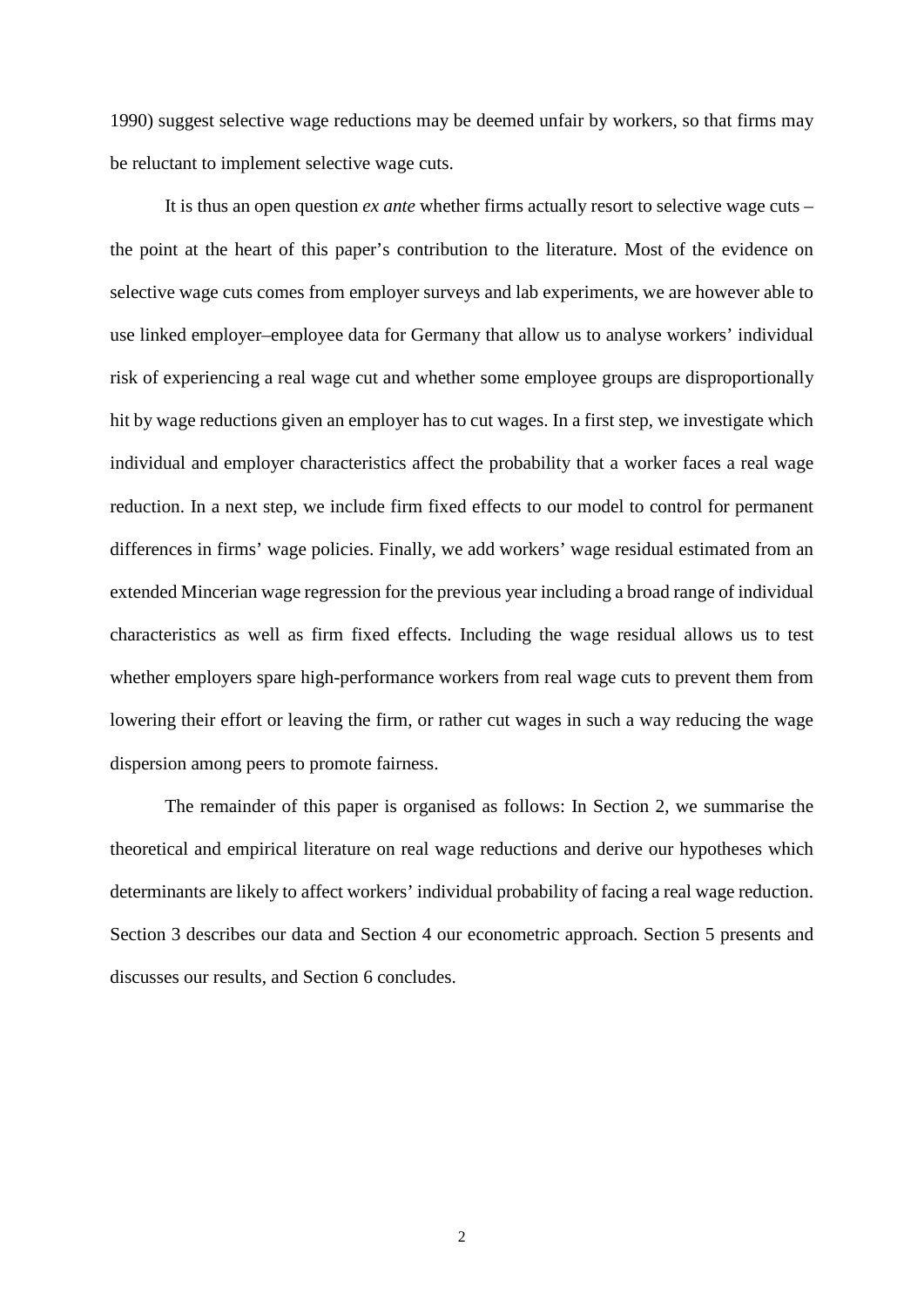1990) suggest selective wage reductions may be deemed unfair by workers, so that firms may be reluctant to implement selective wage cuts.

It is thus an open question *ex ante* whether firms actually resort to selective wage cuts – the point at the heart of this paper's contribution to the literature. Most of the evidence on selective wage cuts comes from employer surveys and lab experiments, we are however able to use linked employer–employee data for Germany that allow us to analyse workers' individual risk of experiencing a real wage cut and whether some employee groups are disproportionally hit by wage reductions given an employer has to cut wages. In a first step, we investigate which individual and employer characteristics affect the probability that a worker faces a real wage reduction. In a next step, we include firm fixed effects to our model to control for permanent differences in firms' wage policies. Finally, we add workers' wage residual estimated from an extended Mincerian wage regression for the previous year including a broad range of individual characteristics as well as firm fixed effects. Including the wage residual allows us to test whether employers spare high-performance workers from real wage cuts to prevent them from lowering their effort or leaving the firm, or rather cut wages in such a way reducing the wage dispersion among peers to promote fairness.

The remainder of this paper is organised as follows: In Section 2, we summarise the theoretical and empirical literature on real wage reductions and derive our hypotheses which determinants are likely to affect workers' individual probability of facing a real wage reduction. Section 3 describes our data and Section 4 our econometric approach. Section 5 presents and discusses our results, and Section 6 concludes.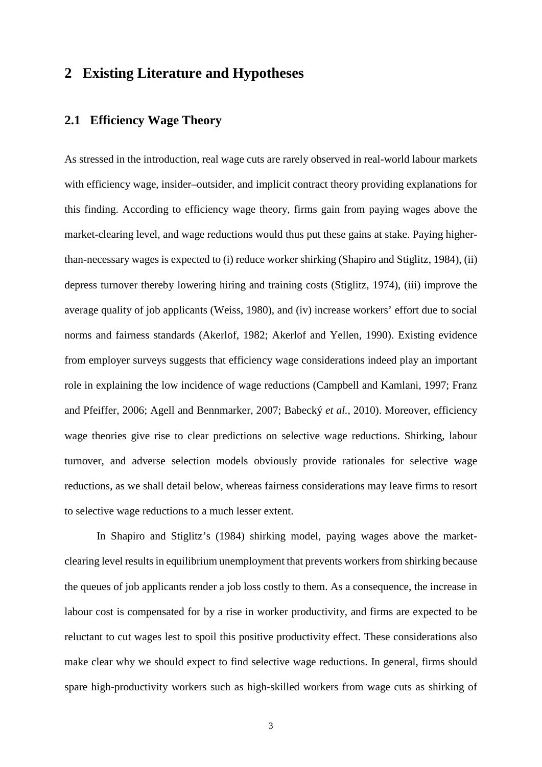## 2 Existing Literature and Hypotheses

### 2.1 Efficiency Wage Theory

As stressed in the introduction, real wage cuts are rarely observed in real-world labour markets with efficiency wage, insider–outsider, and implicit contract theory providing explanations for this finding. According to efficiency wage theory, firms gain from paying wages above the market-clearing level, and wage reductions would thus put these gains at stake. Paying higher-than-necessary wages is expected to (i) reduce worker shirking (Shapiro and Stiglitz, 1984), (ii) depress turnover thereby lowering hiring and training costs (Stiglitz, 1974), (iii) improve the average quality of job applicants (Weiss, 1980), and (iv) increase workers' effort due to social norms and fairness standards (Akerlof, 1982; Akerlof and Yellen, 1990). Existing evidence from employer surveys suggests that efficiency wage considerations indeed play an important role in explaining the low incidence of wage reductions (Campbell and Kamlani, 1997; Franz and Pfeiffer, 2006; Agell and Bennmarker, 2007; Babecký *et al.*, 2010). Moreover, efficiency wage theories give rise to clear predictions on selective wage reductions. Shirking, labour turnover, and adverse selection models obviously provide rationales for selective wage reductions, as we shall detail below, whereas fairness considerations may leave firms to resort to selective wage reductions to a much lesser extent.

In Shapiro and Stiglitz's (1984) shirking model, paying wages above the market-clearing level results in equilibrium unemployment that prevents workers from shirking because the queues of job applicants render a job loss costly to them. As a consequence, the increase in labour cost is compensated for by a rise in worker productivity, and firms are expected to be reluctant to cut wages lest to spoil this positive productivity effect. These considerations also make clear why we should expect to find selective wage reductions. In general, firms should spare high-productivity workers such as high-skilled workers from wage cuts as shirking of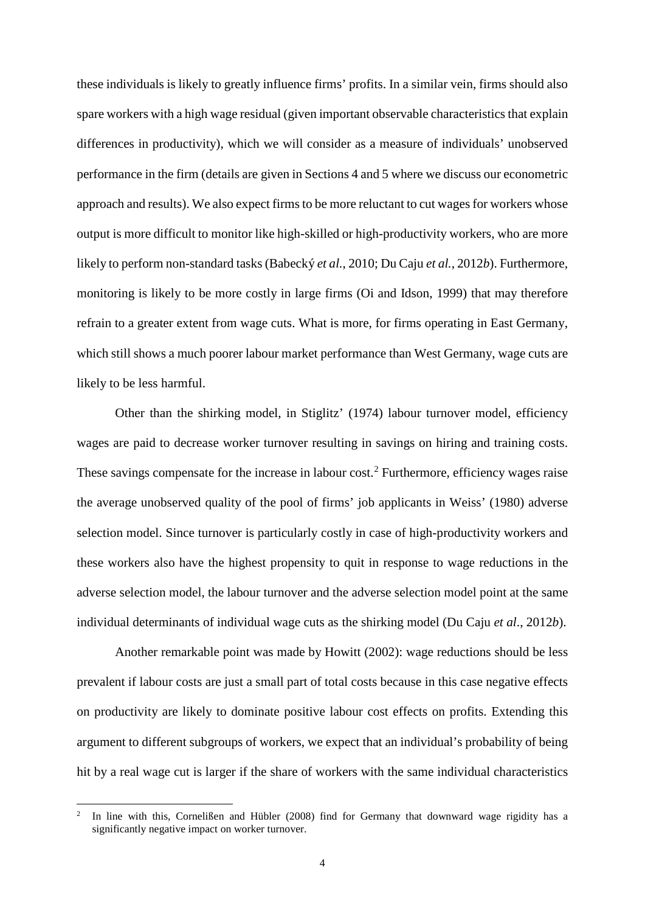these individuals is likely to greatly influence firms' profits. In a similar vein, firms should also spare workers with a high wage residual (given important observable characteristics that explain differences in productivity), which we will consider as a measure of individuals' unobserved performance in the firm (details are given in Sections 4 and 5 where we discuss our econometric approach and results). We also expect firms to be more reluctant to cut wages for workers whose output is more difficult to monitor like high-skilled or high-productivity workers, who are more likely to perform non-standard tasks (Babecký *et al.*, 2010; Du Caju *et al.*, 2012*b*). Furthermore, monitoring is likely to be more costly in large firms (Oi and Idson, 1999) that may therefore refrain to a greater extent from wage cuts. What is more, for firms operating in East Germany, which still shows a much poorer labour market performance than West Germany, wage cuts are likely to be less harmful.

Other than the shirking model, in Stiglitz' (1974) labour turnover model, efficiency wages are paid to decrease worker turnover resulting in savings on hiring and training costs. These savings compensate for the increase in labour cost.[2] Furthermore, efficiency wages raise the average unobserved quality of the pool of firms' job applicants in Weiss' (1980) adverse selection model. Since turnover is particularly costly in case of high-productivity workers and these workers also have the highest propensity to quit in response to wage reductions in the adverse selection model, the labour turnover and the adverse selection model point at the same individual determinants of individual wage cuts as the shirking model (Du Caju *et al*., 2012*b*).

Another remarkable point was made by Howitt (2002): wage reductions should be less prevalent if labour costs are just a small part of total costs because in this case negative effects on productivity are likely to dominate positive labour cost effects on profits. Extending this argument to different subgroups of workers, we expect that an individual's probability of being hit by a real wage cut is larger if the share of workers with the same individual characteristics

---

[2] In line with this, Cornelißen and Hübler (2008) find for Germany that downward wage rigidity has a significantly negative impact on worker turnover.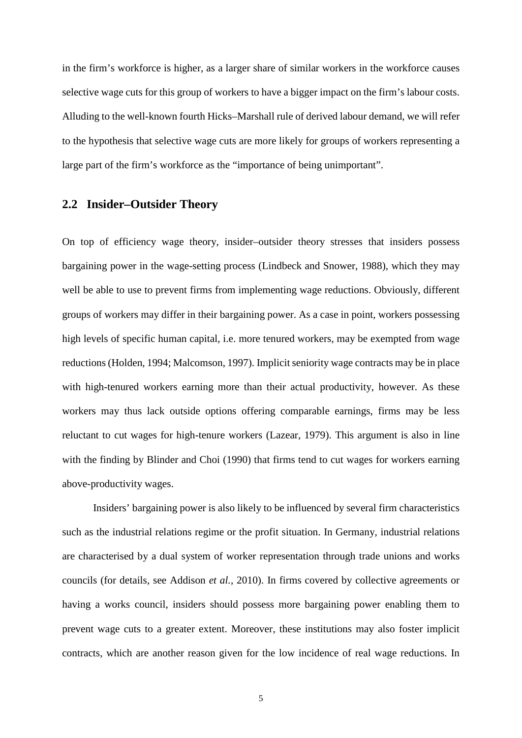in the firm's workforce is higher, as a larger share of similar workers in the workforce causes selective wage cuts for this group of workers to have a bigger impact on the firm's labour costs. Alluding to the well-known fourth Hicks–Marshall rule of derived labour demand, we will refer to the hypothesis that selective wage cuts are more likely for groups of workers representing a large part of the firm's workforce as the "importance of being unimportant".

## 2.2 Insider–Outsider Theory

On top of efficiency wage theory, insider–outsider theory stresses that insiders possess bargaining power in the wage-setting process (Lindbeck and Snower, 1988), which they may well be able to use to prevent firms from implementing wage reductions. Obviously, different groups of workers may differ in their bargaining power. As a case in point, workers possessing high levels of specific human capital, i.e. more tenured workers, may be exempted from wage reductions (Holden, 1994; Malcomson, 1997). Implicit seniority wage contracts may be in place with high-tenured workers earning more than their actual productivity, however. As these workers may thus lack outside options offering comparable earnings, firms may be less reluctant to cut wages for high-tenure workers (Lazear, 1979). This argument is also in line with the finding by Blinder and Choi (1990) that firms tend to cut wages for workers earning above-productivity wages.

Insiders' bargaining power is also likely to be influenced by several firm characteristics such as the industrial relations regime or the profit situation. In Germany, industrial relations are characterised by a dual system of worker representation through trade unions and works councils (for details, see Addison *et al.*, 2010). In firms covered by collective agreements or having a works council, insiders should possess more bargaining power enabling them to prevent wage cuts to a greater extent. Moreover, these institutions may also foster implicit contracts, which are another reason given for the low incidence of real wage reductions. In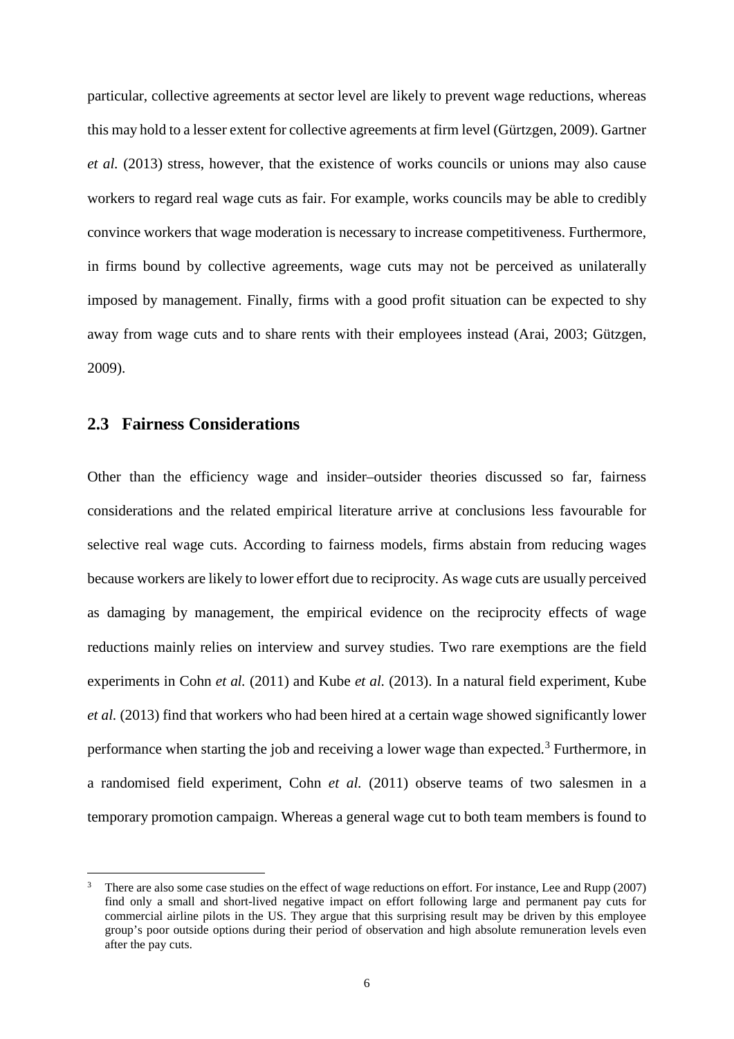particular, collective agreements at sector level are likely to prevent wage reductions, whereas this may hold to a lesser extent for collective agreements at firm level (Gürtzgen, 2009). Gartner *et al.* (2013) stress, however, that the existence of works councils or unions may also cause workers to regard real wage cuts as fair. For example, works councils may be able to credibly convince workers that wage moderation is necessary to increase competitiveness. Furthermore, in firms bound by collective agreements, wage cuts may not be perceived as unilaterally imposed by management. Finally, firms with a good profit situation can be expected to shy away from wage cuts and to share rents with their employees instead (Arai, 2003; Gützgen, 2009).

## 2.3 Fairness Considerations

Other than the efficiency wage and insider–outsider theories discussed so far, fairness considerations and the related empirical literature arrive at conclusions less favourable for selective real wage cuts. According to fairness models, firms abstain from reducing wages because workers are likely to lower effort due to reciprocity. As wage cuts are usually perceived as damaging by management, the empirical evidence on the reciprocity effects of wage reductions mainly relies on interview and survey studies. Two rare exemptions are the field experiments in Cohn *et al.* (2011) and Kube *et al.* (2013). In a natural field experiment, Kube *et al.* (2013) find that workers who had been hired at a certain wage showed significantly lower performance when starting the job and receiving a lower wage than expected.[3] Furthermore, in a randomised field experiment, Cohn *et al.* (2011) observe teams of two salesmen in a temporary promotion campaign. Whereas a general wage cut to both team members is found to

[3] There are also some case studies on the effect of wage reductions on effort. For instance, Lee and Rupp (2007) find only a small and short-lived negative impact on effort following large and permanent pay cuts for commercial airline pilots in the US. They argue that this surprising result may be driven by this employee group's poor outside options during their period of observation and high absolute remuneration levels even after the pay cuts.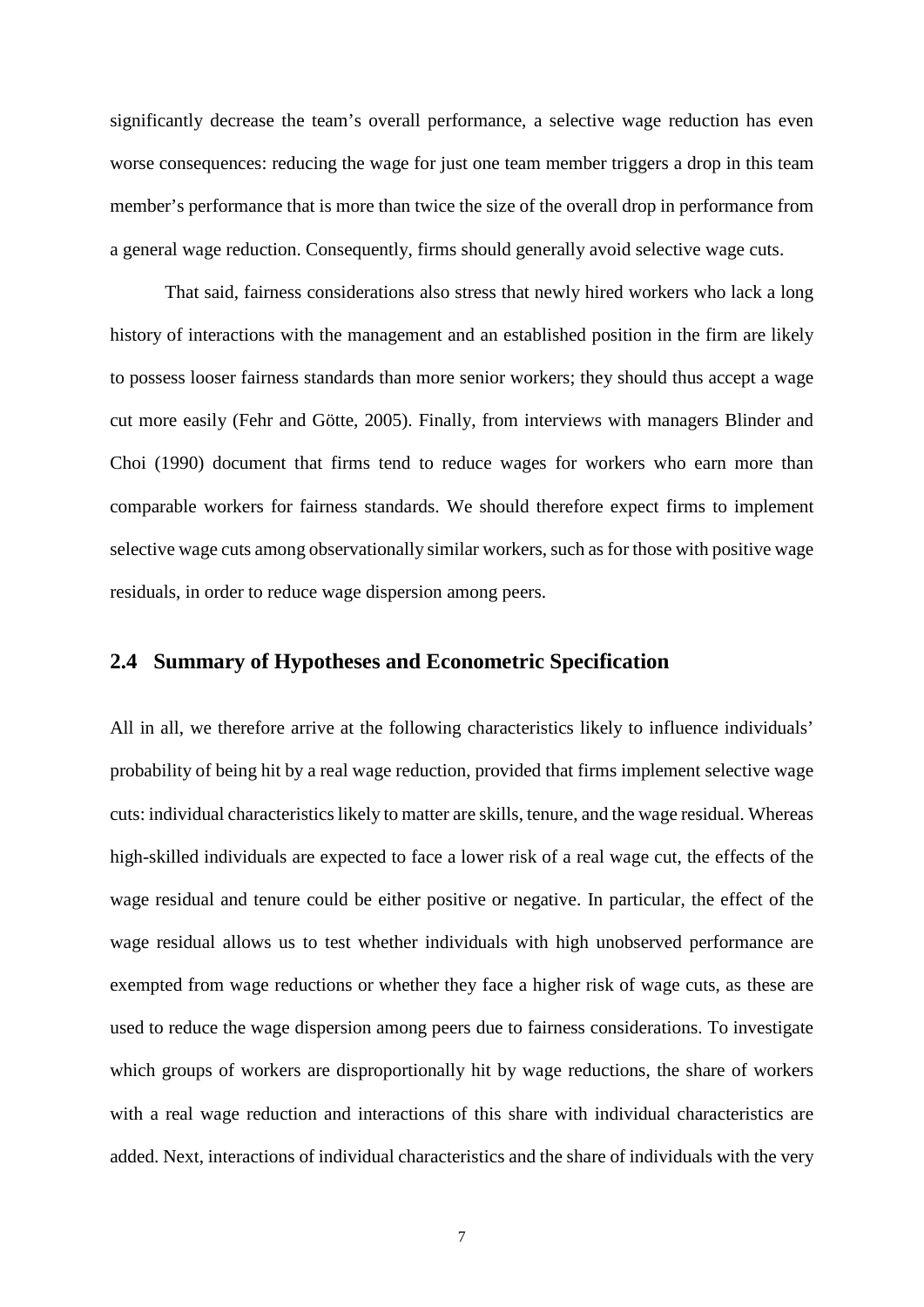significantly decrease the team's overall performance, a selective wage reduction has even worse consequences: reducing the wage for just one team member triggers a drop in this team member's performance that is more than twice the size of the overall drop in performance from a general wage reduction. Consequently, firms should generally avoid selective wage cuts.

That said, fairness considerations also stress that newly hired workers who lack a long history of interactions with the management and an established position in the firm are likely to possess looser fairness standards than more senior workers; they should thus accept a wage cut more easily (Fehr and Götte, 2005). Finally, from interviews with managers Blinder and Choi (1990) document that firms tend to reduce wages for workers who earn more than comparable workers for fairness standards. We should therefore expect firms to implement selective wage cuts among observationally similar workers, such as for those with positive wage residuals, in order to reduce wage dispersion among peers.

## 2.4 Summary of Hypotheses and Econometric Specification

All in all, we therefore arrive at the following characteristics likely to influence individuals' probability of being hit by a real wage reduction, provided that firms implement selective wage cuts: individual characteristics likely to matter are skills, tenure, and the wage residual. Whereas high-skilled individuals are expected to face a lower risk of a real wage cut, the effects of the wage residual and tenure could be either positive or negative. In particular, the effect of the wage residual allows us to test whether individuals with high unobserved performance are exempted from wage reductions or whether they face a higher risk of wage cuts, as these are used to reduce the wage dispersion among peers due to fairness considerations. To investigate which groups of workers are disproportionally hit by wage reductions, the share of workers with a real wage reduction and interactions of this share with individual characteristics are added. Next, interactions of individual characteristics and the share of individuals with the very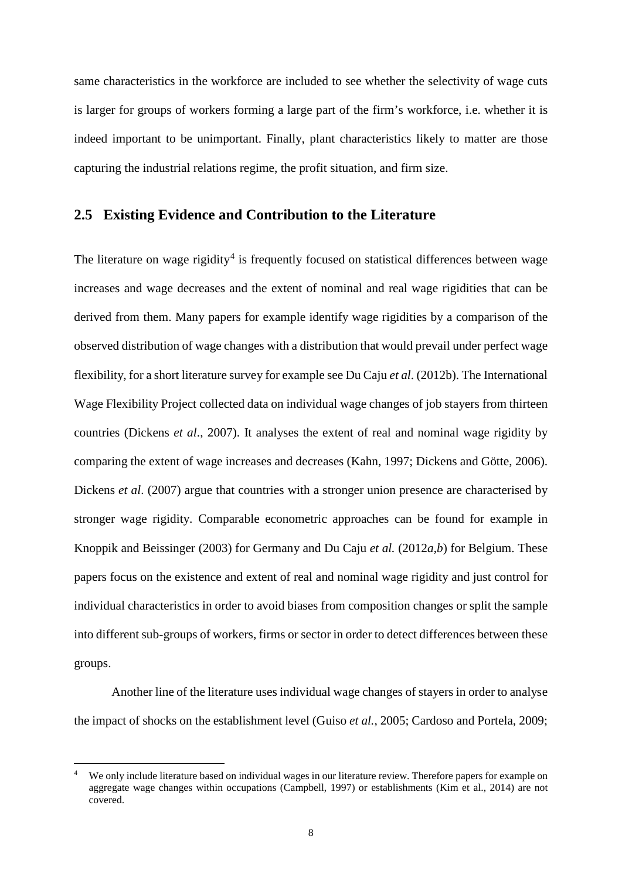same characteristics in the workforce are included to see whether the selectivity of wage cuts is larger for groups of workers forming a large part of the firm's workforce, i.e. whether it is indeed important to be unimportant. Finally, plant characteristics likely to matter are those capturing the industrial relations regime, the profit situation, and firm size.

## 2.5 Existing Evidence and Contribution to the Literature

The literature on wage rigidity[4] is frequently focused on statistical differences between wage increases and wage decreases and the extent of nominal and real wage rigidities that can be derived from them. Many papers for example identify wage rigidities by a comparison of the observed distribution of wage changes with a distribution that would prevail under perfect wage flexibility, for a short literature survey for example see Du Caju *et al*. (2012b). The International Wage Flexibility Project collected data on individual wage changes of job stayers from thirteen countries (Dickens *et al*., 2007). It analyses the extent of real and nominal wage rigidity by comparing the extent of wage increases and decreases (Kahn, 1997; Dickens and Götte, 2006). Dickens *et al*. (2007) argue that countries with a stronger union presence are characterised by stronger wage rigidity. Comparable econometric approaches can be found for example in Knoppik and Beissinger (2003) for Germany and Du Caju *et al.* (2012*a*,*b*) for Belgium. These papers focus on the existence and extent of real and nominal wage rigidity and just control for individual characteristics in order to avoid biases from composition changes or split the sample into different sub-groups of workers, firms or sector in order to detect differences between these groups.

Another line of the literature uses individual wage changes of stayers in order to analyse the impact of shocks on the establishment level (Guiso *et al.*, 2005; Cardoso and Portela, 2009;

[4] We only include literature based on individual wages in our literature review. Therefore papers for example on aggregate wage changes within occupations (Campbell, 1997) or establishments (Kim et al., 2014) are not covered.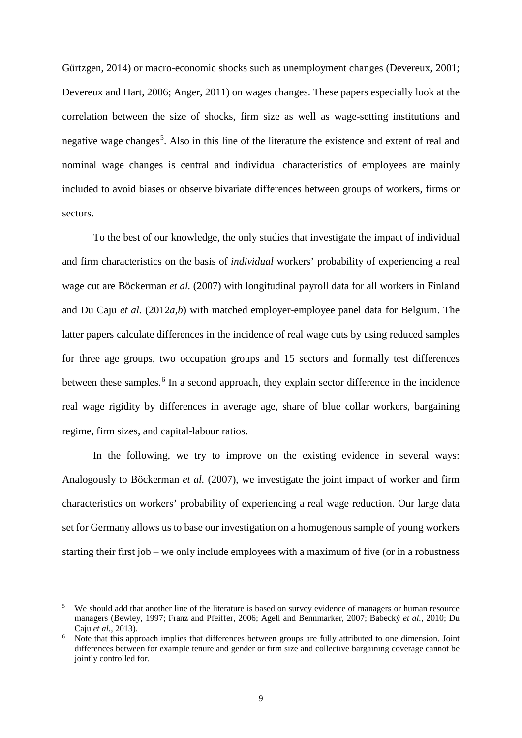Gürtzgen, 2014) or macro-economic shocks such as unemployment changes (Devereux, 2001; Devereux and Hart, 2006; Anger, 2011) on wages changes. These papers especially look at the correlation between the size of shocks, firm size as well as wage-setting institutions and negative wage changes[5]. Also in this line of the literature the existence and extent of real and nominal wage changes is central and individual characteristics of employees are mainly included to avoid biases or observe bivariate differences between groups of workers, firms or sectors.

To the best of our knowledge, the only studies that investigate the impact of individual and firm characteristics on the basis of *individual* workers' probability of experiencing a real wage cut are Böckerman *et al.* (2007) with longitudinal payroll data for all workers in Finland and Du Caju *et al.* (2012*a*,*b*) with matched employer-employee panel data for Belgium. The latter papers calculate differences in the incidence of real wage cuts by using reduced samples for three age groups, two occupation groups and 15 sectors and formally test differences between these samples.[6] In a second approach, they explain sector difference in the incidence real wage rigidity by differences in average age, share of blue collar workers, bargaining regime, firm sizes, and capital-labour ratios.

In the following, we try to improve on the existing evidence in several ways: Analogously to Böckerman *et al.* (2007), we investigate the joint impact of worker and firm characteristics on workers' probability of experiencing a real wage reduction. Our large data set for Germany allows us to base our investigation on a homogenous sample of young workers starting their first job – we only include employees with a maximum of five (or in a robustness

---

[5] We should add that another line of the literature is based on survey evidence of managers or human resource managers (Bewley, 1997; Franz and Pfeiffer, 2006; Agell and Bennmarker, 2007; Babecký *et al.*, 2010; Du Caju *et al.*, 2013).

[6] Note that this approach implies that differences between groups are fully attributed to one dimension. Joint differences between for example tenure and gender or firm size and collective bargaining coverage cannot be jointly controlled for.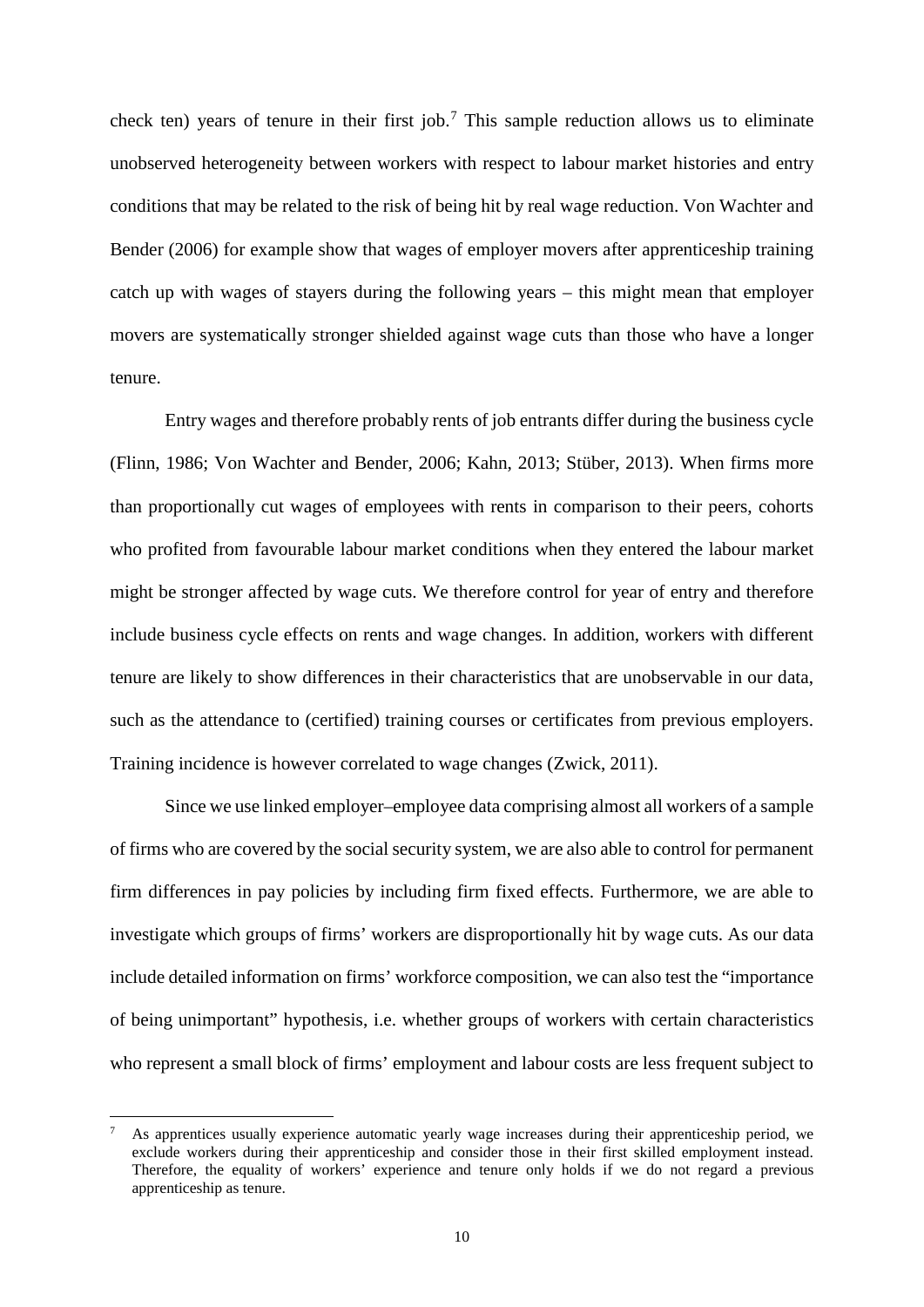check ten) years of tenure in their first job.[7] This sample reduction allows us to eliminate unobserved heterogeneity between workers with respect to labour market histories and entry conditions that may be related to the risk of being hit by real wage reduction. Von Wachter and Bender (2006) for example show that wages of employer movers after apprenticeship training catch up with wages of stayers during the following years – this might mean that employer movers are systematically stronger shielded against wage cuts than those who have a longer tenure.

Entry wages and therefore probably rents of job entrants differ during the business cycle (Flinn, 1986; Von Wachter and Bender, 2006; Kahn, 2013; Stüber, 2013). When firms more than proportionally cut wages of employees with rents in comparison to their peers, cohorts who profited from favourable labour market conditions when they entered the labour market might be stronger affected by wage cuts. We therefore control for year of entry and therefore include business cycle effects on rents and wage changes. In addition, workers with different tenure are likely to show differences in their characteristics that are unobservable in our data, such as the attendance to (certified) training courses or certificates from previous employers. Training incidence is however correlated to wage changes (Zwick, 2011).

Since we use linked employer–employee data comprising almost all workers of a sample of firms who are covered by the social security system, we are also able to control for permanent firm differences in pay policies by including firm fixed effects. Furthermore, we are able to investigate which groups of firms' workers are disproportionally hit by wage cuts. As our data include detailed information on firms' workforce composition, we can also test the "importance of being unimportant" hypothesis, i.e. whether groups of workers with certain characteristics who represent a small block of firms' employment and labour costs are less frequent subject to

[7] As apprentices usually experience automatic yearly wage increases during their apprenticeship period, we exclude workers during their apprenticeship and consider those in their first skilled employment instead. Therefore, the equality of workers' experience and tenure only holds if we do not regard a previous apprenticeship as tenure.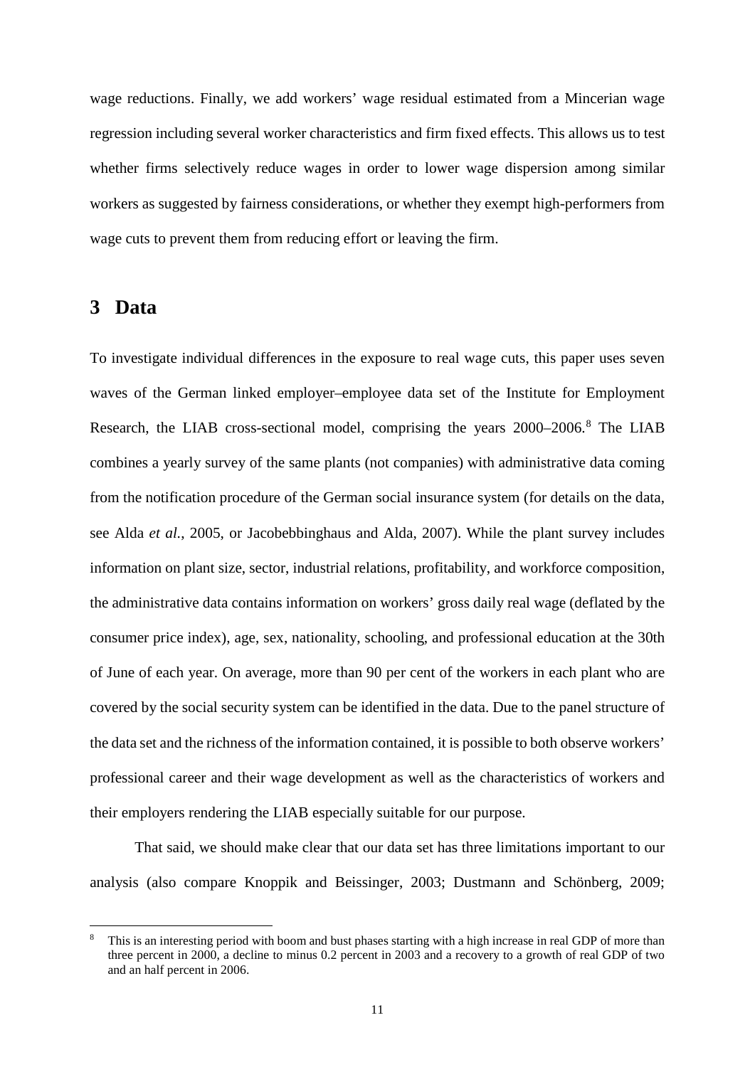wage reductions. Finally, we add workers' wage residual estimated from a Mincerian wage regression including several worker characteristics and firm fixed effects. This allows us to test whether firms selectively reduce wages in order to lower wage dispersion among similar workers as suggested by fairness considerations, or whether they exempt high-performers from wage cuts to prevent them from reducing effort or leaving the firm.

## 3 Data

To investigate individual differences in the exposure to real wage cuts, this paper uses seven waves of the German linked employer–employee data set of the Institute for Employment Research, the LIAB cross-sectional model, comprising the years 2000–2006.[8] The LIAB combines a yearly survey of the same plants (not companies) with administrative data coming from the notification procedure of the German social insurance system (for details on the data, see Alda *et al.*, 2005, or Jacobebbinghaus and Alda, 2007). While the plant survey includes information on plant size, sector, industrial relations, profitability, and workforce composition, the administrative data contains information on workers' gross daily real wage (deflated by the consumer price index), age, sex, nationality, schooling, and professional education at the 30th of June of each year. On average, more than 90 per cent of the workers in each plant who are covered by the social security system can be identified in the data. Due to the panel structure of the data set and the richness of the information contained, it is possible to both observe workers' professional career and their wage development as well as the characteristics of workers and their employers rendering the LIAB especially suitable for our purpose.

That said, we should make clear that our data set has three limitations important to our analysis (also compare Knoppik and Beissinger, 2003; Dustmann and Schönberg, 2009;

[8] This is an interesting period with boom and bust phases starting with a high increase in real GDP of more than three percent in 2000, a decline to minus 0.2 percent in 2003 and a recovery to a growth of real GDP of two and an half percent in 2006.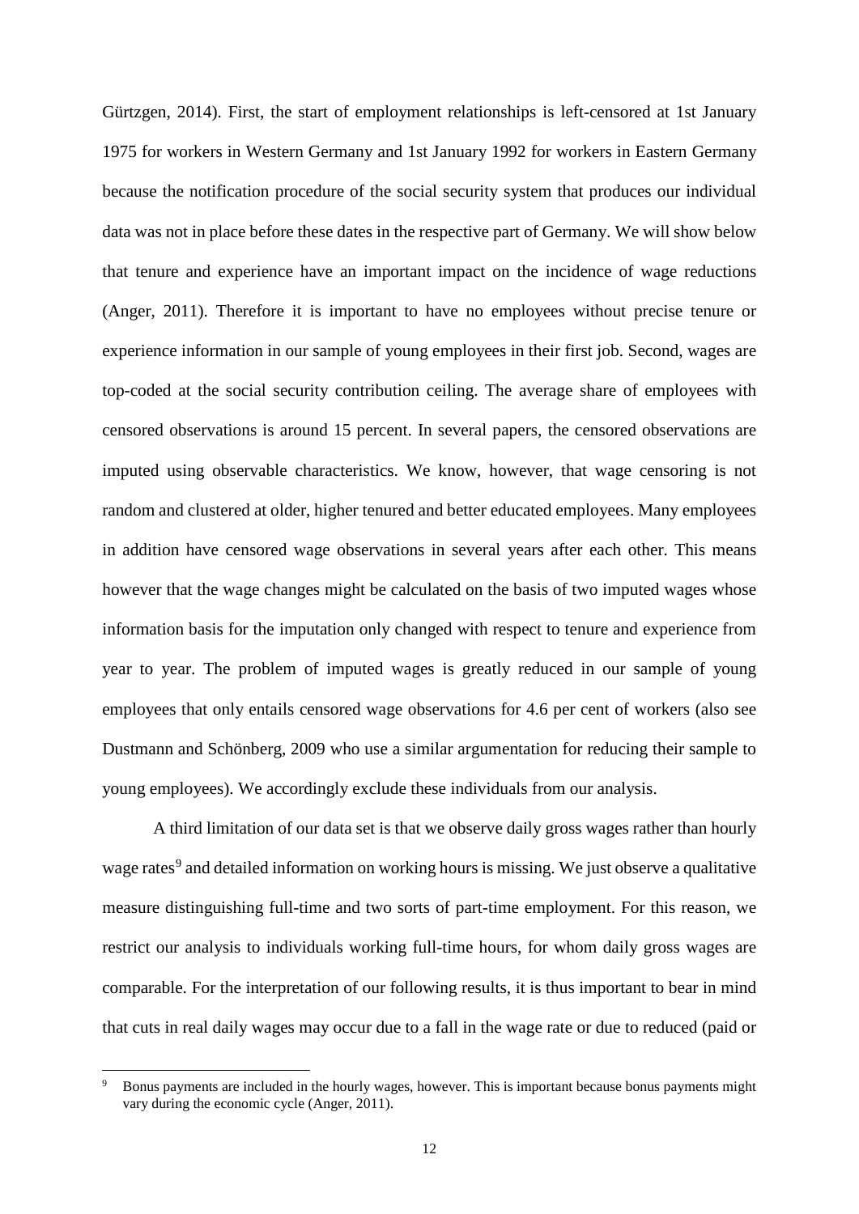Gürtzgen, 2014). First, the start of employment relationships is left-censored at 1st January 1975 for workers in Western Germany and 1st January 1992 for workers in Eastern Germany because the notification procedure of the social security system that produces our individual data was not in place before these dates in the respective part of Germany. We will show below that tenure and experience have an important impact on the incidence of wage reductions (Anger, 2011). Therefore it is important to have no employees without precise tenure or experience information in our sample of young employees in their first job. Second, wages are top-coded at the social security contribution ceiling. The average share of employees with censored observations is around 15 percent. In several papers, the censored observations are imputed using observable characteristics. We know, however, that wage censoring is not random and clustered at older, higher tenured and better educated employees. Many employees in addition have censored wage observations in several years after each other. This means however that the wage changes might be calculated on the basis of two imputed wages whose information basis for the imputation only changed with respect to tenure and experience from year to year. The problem of imputed wages is greatly reduced in our sample of young employees that only entails censored wage observations for 4.6 per cent of workers (also see Dustmann and Schönberg, 2009 who use a similar argumentation for reducing their sample to young employees). We accordingly exclude these individuals from our analysis.

A third limitation of our data set is that we observe daily gross wages rather than hourly wage rates[9] and detailed information on working hours is missing. We just observe a qualitative measure distinguishing full-time and two sorts of part-time employment. For this reason, we restrict our analysis to individuals working full-time hours, for whom daily gross wages are comparable. For the interpretation of our following results, it is thus important to bear in mind that cuts in real daily wages may occur due to a fall in the wage rate or due to reduced (paid or

[9] Bonus payments are included in the hourly wages, however. This is important because bonus payments might vary during the economic cycle (Anger, 2011).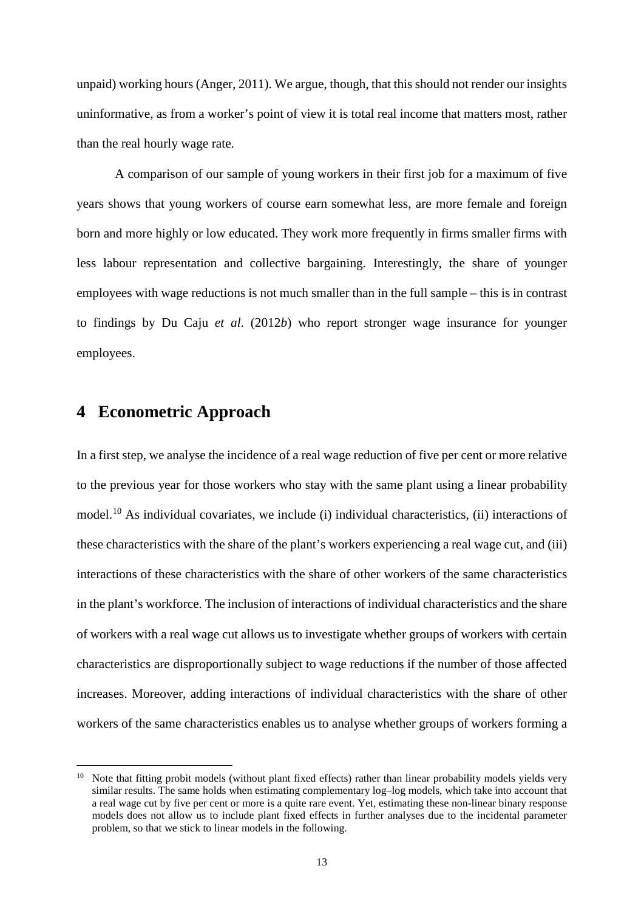unpaid) working hours (Anger, 2011). We argue, though, that this should not render our insights uninformative, as from a worker's point of view it is total real income that matters most, rather than the real hourly wage rate.

A comparison of our sample of young workers in their first job for a maximum of five years shows that young workers of course earn somewhat less, are more female and foreign born and more highly or low educated. They work more frequently in firms smaller firms with less labour representation and collective bargaining. Interestingly, the share of younger employees with wage reductions is not much smaller than in the full sample – this is in contrast to findings by Du Caju *et al*. (2012*b*) who report stronger wage insurance for younger employees.

# 4 Econometric Approach

In a first step, we analyse the incidence of a real wage reduction of five per cent or more relative to the previous year for those workers who stay with the same plant using a linear probability model.[10] As individual covariates, we include (i) individual characteristics, (ii) interactions of these characteristics with the share of the plant's workers experiencing a real wage cut, and (iii) interactions of these characteristics with the share of other workers of the same characteristics in the plant's workforce. The inclusion of interactions of individual characteristics and the share of workers with a real wage cut allows us to investigate whether groups of workers with certain characteristics are disproportionally subject to wage reductions if the number of those affected increases. Moreover, adding interactions of individual characteristics with the share of other workers of the same characteristics enables us to analyse whether groups of workers forming a

[10] Note that fitting probit models (without plant fixed effects) rather than linear probability models yields very similar results. The same holds when estimating complementary log–log models, which take into account that a real wage cut by five per cent or more is a quite rare event. Yet, estimating these non-linear binary response models does not allow us to include plant fixed effects in further analyses due to the incidental parameter problem, so that we stick to linear models in the following.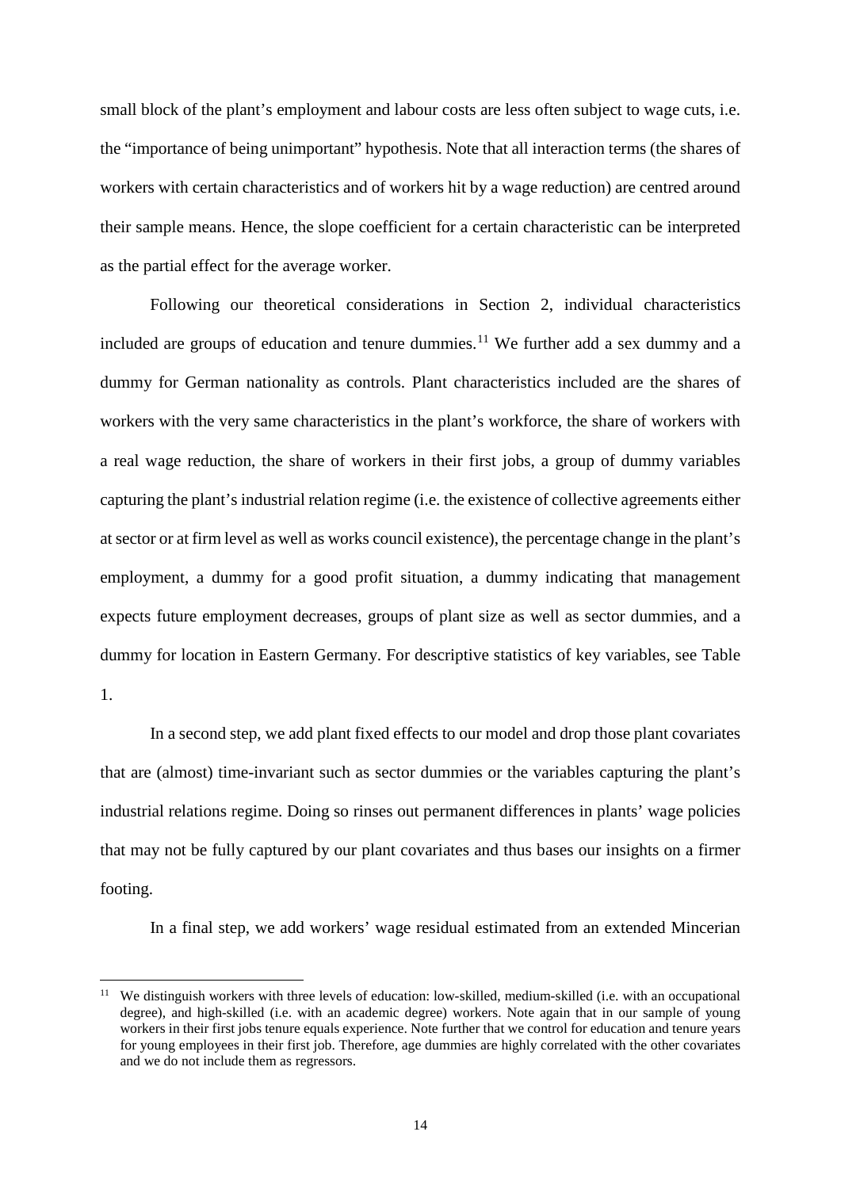small block of the plant's employment and labour costs are less often subject to wage cuts, i.e. the "importance of being unimportant" hypothesis. Note that all interaction terms (the shares of workers with certain characteristics and of workers hit by a wage reduction) are centred around their sample means. Hence, the slope coefficient for a certain characteristic can be interpreted as the partial effect for the average worker.

Following our theoretical considerations in Section 2, individual characteristics included are groups of education and tenure dummies.[11] We further add a sex dummy and a dummy for German nationality as controls. Plant characteristics included are the shares of workers with the very same characteristics in the plant's workforce, the share of workers with a real wage reduction, the share of workers in their first jobs, a group of dummy variables capturing the plant's industrial relation regime (i.e. the existence of collective agreements either at sector or at firm level as well as works council existence), the percentage change in the plant's employment, a dummy for a good profit situation, a dummy indicating that management expects future employment decreases, groups of plant size as well as sector dummies, and a dummy for location in Eastern Germany. For descriptive statistics of key variables, see Table 1.

In a second step, we add plant fixed effects to our model and drop those plant covariates that are (almost) time-invariant such as sector dummies or the variables capturing the plant's industrial relations regime. Doing so rinses out permanent differences in plants' wage policies that may not be fully captured by our plant covariates and thus bases our insights on a firmer footing.

In a final step, we add workers' wage residual estimated from an extended Mincerian

[11] We distinguish workers with three levels of education: low-skilled, medium-skilled (i.e. with an occupational degree), and high-skilled (i.e. with an academic degree) workers. Note again that in our sample of young workers in their first jobs tenure equals experience. Note further that we control for education and tenure years for young employees in their first job. Therefore, age dummies are highly correlated with the other covariates and we do not include them as regressors.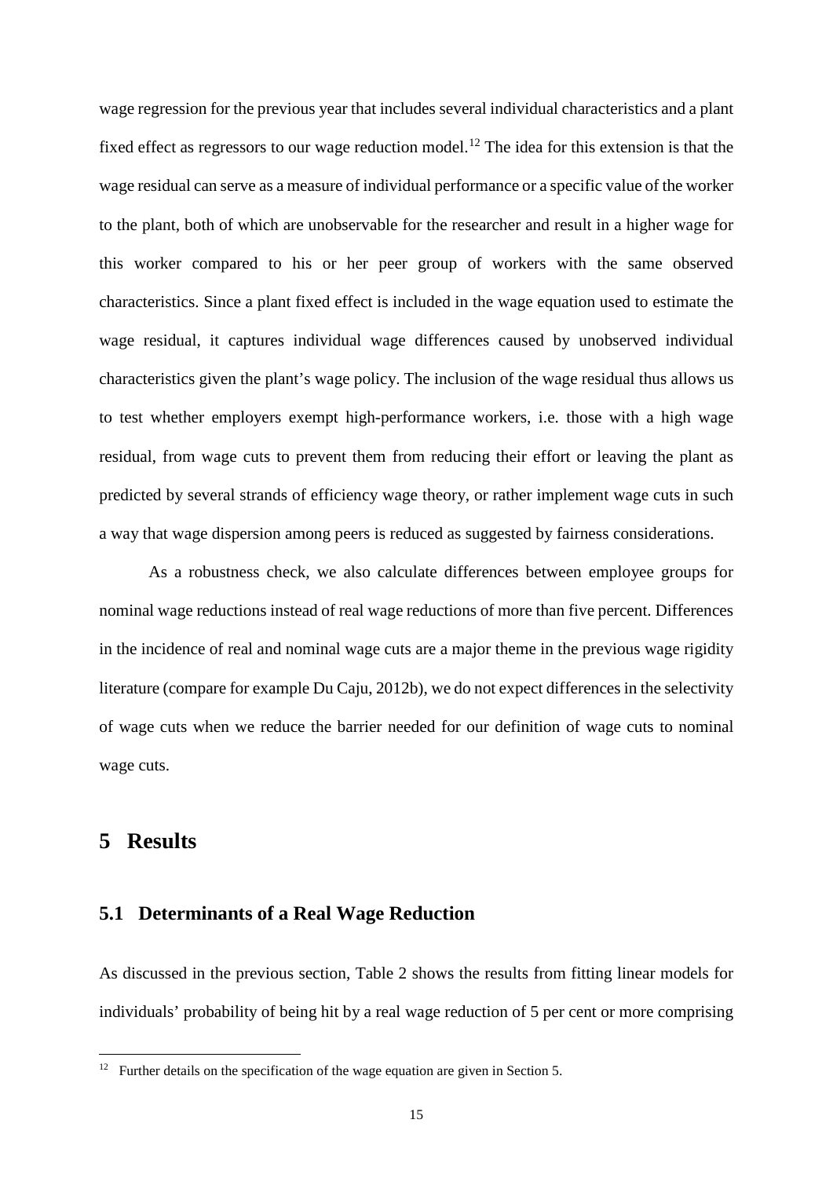wage regression for the previous year that includes several individual characteristics and a plant fixed effect as regressors to our wage reduction model.[12] The idea for this extension is that the wage residual can serve as a measure of individual performance or a specific value of the worker to the plant, both of which are unobservable for the researcher and result in a higher wage for this worker compared to his or her peer group of workers with the same observed characteristics. Since a plant fixed effect is included in the wage equation used to estimate the wage residual, it captures individual wage differences caused by unobserved individual characteristics given the plant's wage policy. The inclusion of the wage residual thus allows us to test whether employers exempt high-performance workers, i.e. those with a high wage residual, from wage cuts to prevent them from reducing their effort or leaving the plant as predicted by several strands of efficiency wage theory, or rather implement wage cuts in such a way that wage dispersion among peers is reduced as suggested by fairness considerations.

As a robustness check, we also calculate differences between employee groups for nominal wage reductions instead of real wage reductions of more than five percent. Differences in the incidence of real and nominal wage cuts are a major theme in the previous wage rigidity literature (compare for example Du Caju, 2012b), we do not expect differences in the selectivity of wage cuts when we reduce the barrier needed for our definition of wage cuts to nominal wage cuts.

# 5 Results

## 5.1 Determinants of a Real Wage Reduction

As discussed in the previous section, Table 2 shows the results from fitting linear models for individuals' probability of being hit by a real wage reduction of 5 per cent or more comprising

[12] Further details on the specification of the wage equation are given in Section 5.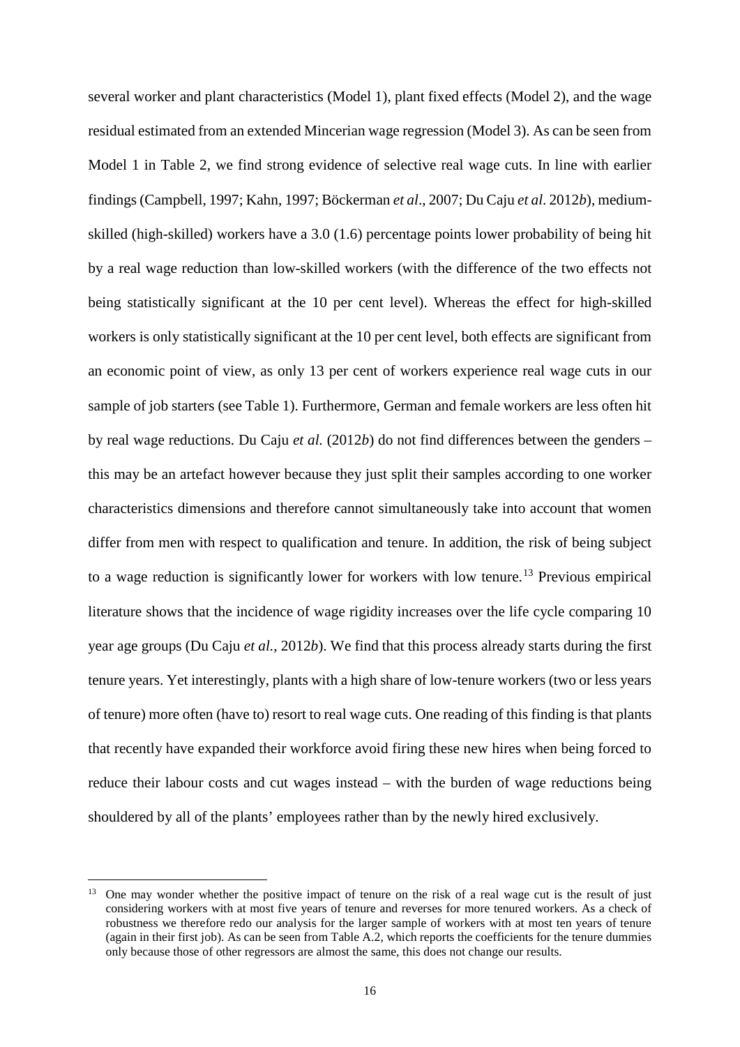several worker and plant characteristics (Model 1), plant fixed effects (Model 2), and the wage residual estimated from an extended Mincerian wage regression (Model 3). As can be seen from Model 1 in Table 2, we find strong evidence of selective real wage cuts. In line with earlier findings (Campbell, 1997; Kahn, 1997; Böckerman *et al*., 2007; Du Caju *et al*. 2012*b*), medium-skilled (high-skilled) workers have a 3.0 (1.6) percentage points lower probability of being hit by a real wage reduction than low-skilled workers (with the difference of the two effects not being statistically significant at the 10 per cent level). Whereas the effect for high-skilled workers is only statistically significant at the 10 per cent level, both effects are significant from an economic point of view, as only 13 per cent of workers experience real wage cuts in our sample of job starters (see Table 1). Furthermore, German and female workers are less often hit by real wage reductions. Du Caju *et al.* (2012*b*) do not find differences between the genders – this may be an artefact however because they just split their samples according to one worker characteristics dimensions and therefore cannot simultaneously take into account that women differ from men with respect to qualification and tenure. In addition, the risk of being subject to a wage reduction is significantly lower for workers with low tenure.[13] Previous empirical literature shows that the incidence of wage rigidity increases over the life cycle comparing 10 year age groups (Du Caju *et al.*, 2012*b*). We find that this process already starts during the first tenure years. Yet interestingly, plants with a high share of low-tenure workers (two or less years of tenure) more often (have to) resort to real wage cuts. One reading of this finding is that plants that recently have expanded their workforce avoid firing these new hires when being forced to reduce their labour costs and cut wages instead – with the burden of wage reductions being shouldered by all of the plants' employees rather than by the newly hired exclusively.

[13] One may wonder whether the positive impact of tenure on the risk of a real wage cut is the result of just considering workers with at most five years of tenure and reverses for more tenured workers. As a check of robustness we therefore redo our analysis for the larger sample of workers with at most ten years of tenure (again in their first job). As can be seen from Table A.2, which reports the coefficients for the tenure dummies only because those of other regressors are almost the same, this does not change our results.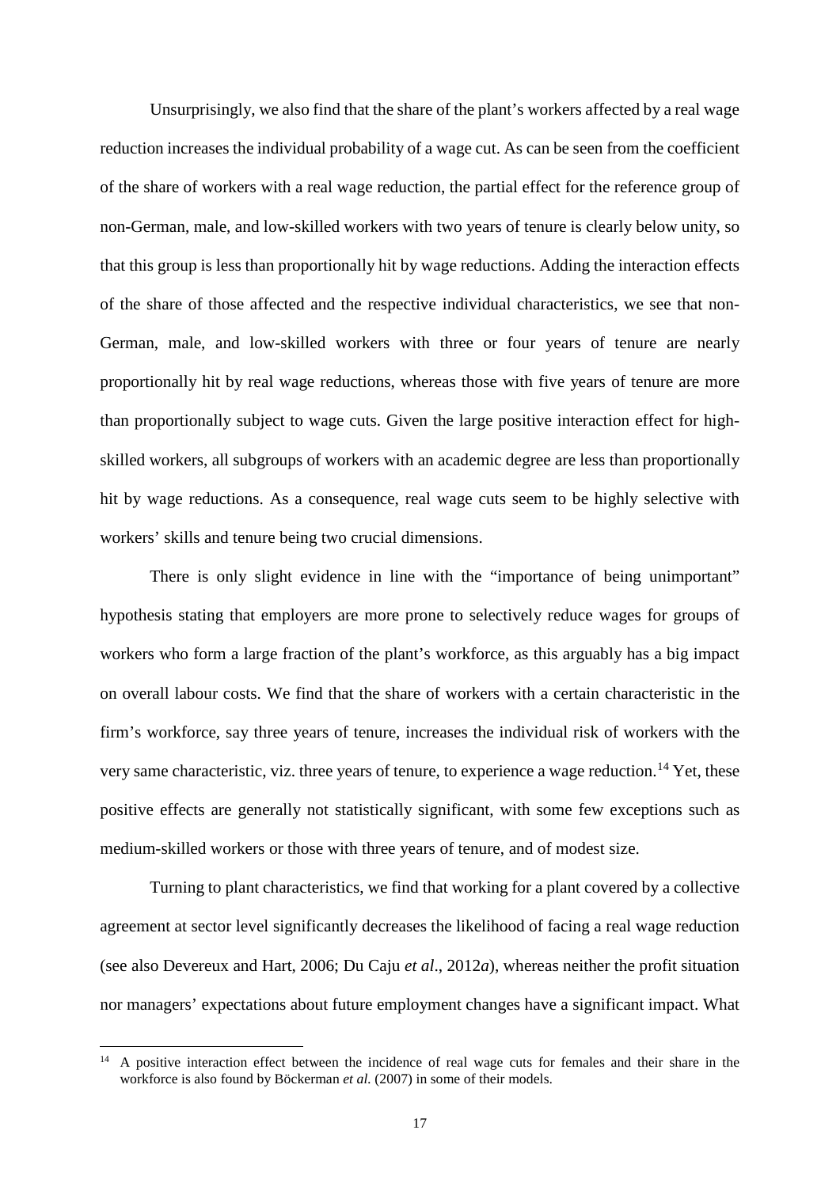Unsurprisingly, we also find that the share of the plant's workers affected by a real wage reduction increases the individual probability of a wage cut. As can be seen from the coefficient of the share of workers with a real wage reduction, the partial effect for the reference group of non-German, male, and low-skilled workers with two years of tenure is clearly below unity, so that this group is less than proportionally hit by wage reductions. Adding the interaction effects of the share of those affected and the respective individual characteristics, we see that non-German, male, and low-skilled workers with three or four years of tenure are nearly proportionally hit by real wage reductions, whereas those with five years of tenure are more than proportionally subject to wage cuts. Given the large positive interaction effect for high-skilled workers, all subgroups of workers with an academic degree are less than proportionally hit by wage reductions. As a consequence, real wage cuts seem to be highly selective with workers' skills and tenure being two crucial dimensions.

There is only slight evidence in line with the "importance of being unimportant" hypothesis stating that employers are more prone to selectively reduce wages for groups of workers who form a large fraction of the plant's workforce, as this arguably has a big impact on overall labour costs. We find that the share of workers with a certain characteristic in the firm's workforce, say three years of tenure, increases the individual risk of workers with the very same characteristic, viz. three years of tenure, to experience a wage reduction.[14] Yet, these positive effects are generally not statistically significant, with some few exceptions such as medium-skilled workers or those with three years of tenure, and of modest size.

Turning to plant characteristics, we find that working for a plant covered by a collective agreement at sector level significantly decreases the likelihood of facing a real wage reduction (see also Devereux and Hart, 2006; Du Caju *et al*., 2012*a*), whereas neither the profit situation nor managers' expectations about future employment changes have a significant impact. What

[14] A positive interaction effect between the incidence of real wage cuts for females and their share in the workforce is also found by Böckerman *et al.* (2007) in some of their models.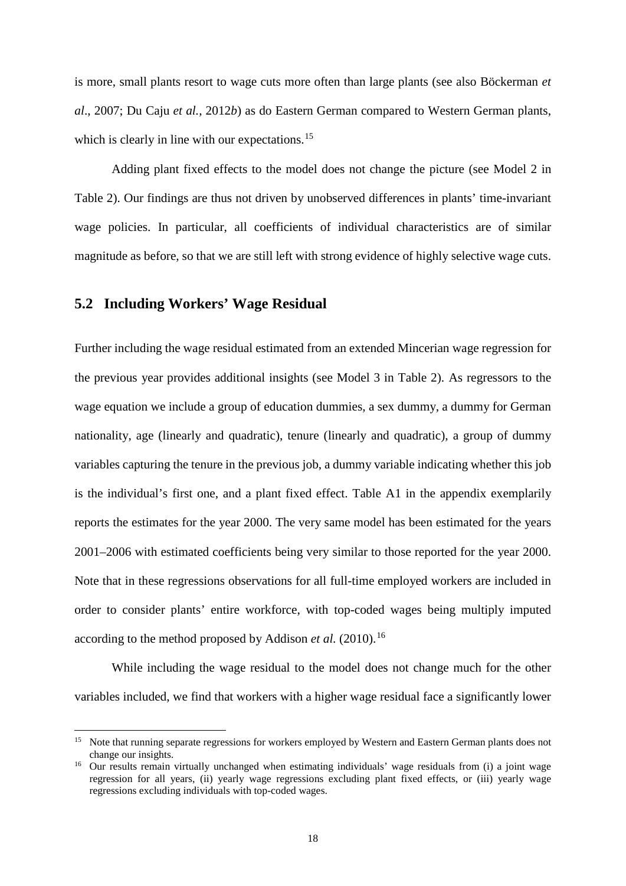is more, small plants resort to wage cuts more often than large plants (see also Böckerman *et al*., 2007; Du Caju *et al.*, 2012*b*) as do Eastern German compared to Western German plants, which is clearly in line with our expectations.[15]

Adding plant fixed effects to the model does not change the picture (see Model 2 in Table 2). Our findings are thus not driven by unobserved differences in plants' time-invariant wage policies. In particular, all coefficients of individual characteristics are of similar magnitude as before, so that we are still left with strong evidence of highly selective wage cuts.

## 5.2 Including Workers' Wage Residual

Further including the wage residual estimated from an extended Mincerian wage regression for the previous year provides additional insights (see Model 3 in Table 2). As regressors to the wage equation we include a group of education dummies, a sex dummy, a dummy for German nationality, age (linearly and quadratic), tenure (linearly and quadratic), a group of dummy variables capturing the tenure in the previous job, a dummy variable indicating whether this job is the individual's first one, and a plant fixed effect. Table A1 in the appendix exemplarily reports the estimates for the year 2000. The very same model has been estimated for the years 2001–2006 with estimated coefficients being very similar to those reported for the year 2000. Note that in these regressions observations for all full-time employed workers are included in order to consider plants' entire workforce, with top-coded wages being multiply imputed according to the method proposed by Addison *et al.* (2010).[16]

While including the wage residual to the model does not change much for the other variables included, we find that workers with a higher wage residual face a significantly lower

---

[15] Note that running separate regressions for workers employed by Western and Eastern German plants does not change our insights.

[16] Our results remain virtually unchanged when estimating individuals' wage residuals from (i) a joint wage regression for all years, (ii) yearly wage regressions excluding plant fixed effects, or (iii) yearly wage regressions excluding individuals with top-coded wages.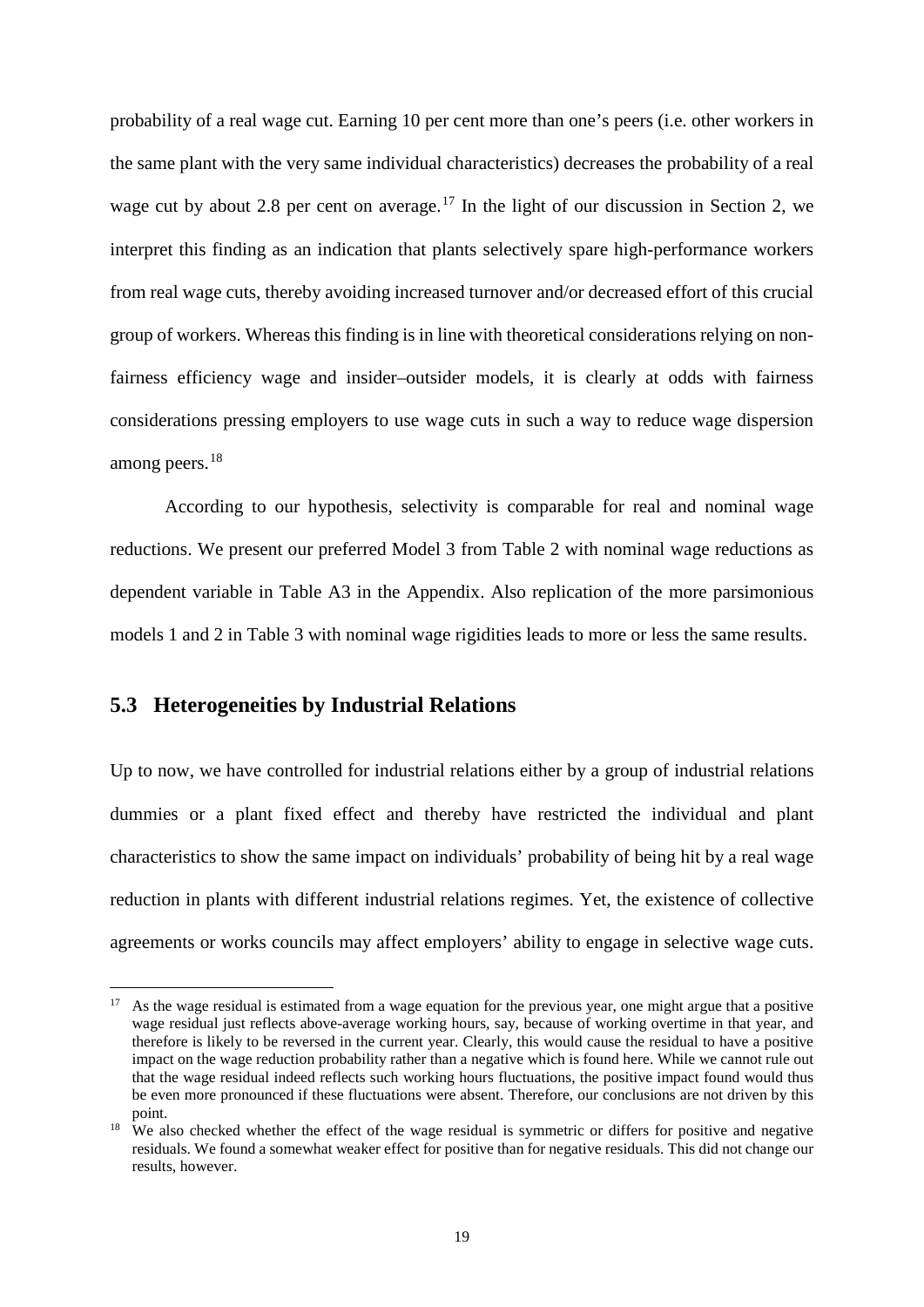probability of a real wage cut. Earning 10 per cent more than one's peers (i.e. other workers in the same plant with the very same individual characteristics) decreases the probability of a real wage cut by about 2.8 per cent on average.[17] In the light of our discussion in Section 2, we interpret this finding as an indication that plants selectively spare high-performance workers from real wage cuts, thereby avoiding increased turnover and/or decreased effort of this crucial group of workers. Whereas this finding is in line with theoretical considerations relying on non-fairness efficiency wage and insider–outsider models, it is clearly at odds with fairness considerations pressing employers to use wage cuts in such a way to reduce wage dispersion among peers.[18]

According to our hypothesis, selectivity is comparable for real and nominal wage reductions. We present our preferred Model 3 from Table 2 with nominal wage reductions as dependent variable in Table A3 in the Appendix. Also replication of the more parsimonious models 1 and 2 in Table 3 with nominal wage rigidities leads to more or less the same results.

## 5.3 Heterogeneities by Industrial Relations

Up to now, we have controlled for industrial relations either by a group of industrial relations dummies or a plant fixed effect and thereby have restricted the individual and plant characteristics to show the same impact on individuals' probability of being hit by a real wage reduction in plants with different industrial relations regimes. Yet, the existence of collective agreements or works councils may affect employers' ability to engage in selective wage cuts.

[17] As the wage residual is estimated from a wage equation for the previous year, one might argue that a positive wage residual just reflects above-average working hours, say, because of working overtime in that year, and therefore is likely to be reversed in the current year. Clearly, this would cause the residual to have a positive impact on the wage reduction probability rather than a negative which is found here. While we cannot rule out that the wage residual indeed reflects such working hours fluctuations, the positive impact found would thus be even more pronounced if these fluctuations were absent. Therefore, our conclusions are not driven by this point.

[18] We also checked whether the effect of the wage residual is symmetric or differs for positive and negative residuals. We found a somewhat weaker effect for positive than for negative residuals. This did not change our results, however.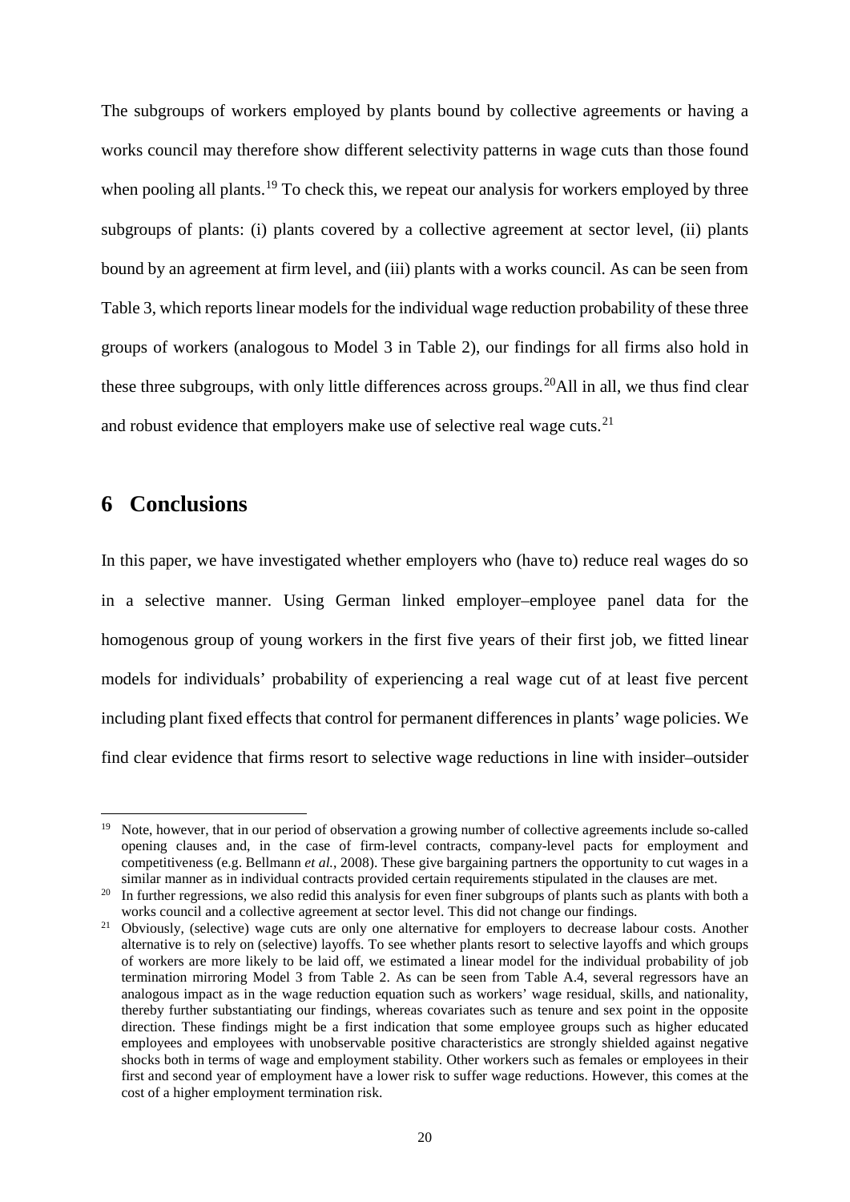The subgroups of workers employed by plants bound by collective agreements or having a works council may therefore show different selectivity patterns in wage cuts than those found when pooling all plants.[19] To check this, we repeat our analysis for workers employed by three subgroups of plants: (i) plants covered by a collective agreement at sector level, (ii) plants bound by an agreement at firm level, and (iii) plants with a works council. As can be seen from Table 3, which reports linear models for the individual wage reduction probability of these three groups of workers (analogous to Model 3 in Table 2), our findings for all firms also hold in these three subgroups, with only little differences across groups.[20]All in all, we thus find clear and robust evidence that employers make use of selective real wage cuts.[21]

# 6 Conclusions

In this paper, we have investigated whether employers who (have to) reduce real wages do so in a selective manner. Using German linked employer–employee panel data for the homogenous group of young workers in the first five years of their first job, we fitted linear models for individuals' probability of experiencing a real wage cut of at least five percent including plant fixed effects that control for permanent differences in plants' wage policies. We find clear evidence that firms resort to selective wage reductions in line with insider–outsider

---

[19] Note, however, that in our period of observation a growing number of collective agreements include so-called opening clauses and, in the case of firm-level contracts, company-level pacts for employment and competitiveness (e.g. Bellmann *et al.*, 2008). These give bargaining partners the opportunity to cut wages in a similar manner as in individual contracts provided certain requirements stipulated in the clauses are met.

[20] In further regressions, we also redid this analysis for even finer subgroups of plants such as plants with both a works council and a collective agreement at sector level. This did not change our findings.

[21] Obviously, (selective) wage cuts are only one alternative for employers to decrease labour costs. Another alternative is to rely on (selective) layoffs. To see whether plants resort to selective layoffs and which groups of workers are more likely to be laid off, we estimated a linear model for the individual probability of job termination mirroring Model 3 from Table 2. As can be seen from Table A.4, several regressors have an analogous impact as in the wage reduction equation such as workers' wage residual, skills, and nationality, thereby further substantiating our findings, whereas covariates such as tenure and sex point in the opposite direction. These findings might be a first indication that some employee groups such as higher educated employees and employees with unobservable positive characteristics are strongly shielded against negative shocks both in terms of wage and employment stability. Other workers such as females or employees in their first and second year of employment have a lower risk to suffer wage reductions. However, this comes at the cost of a higher employment termination risk.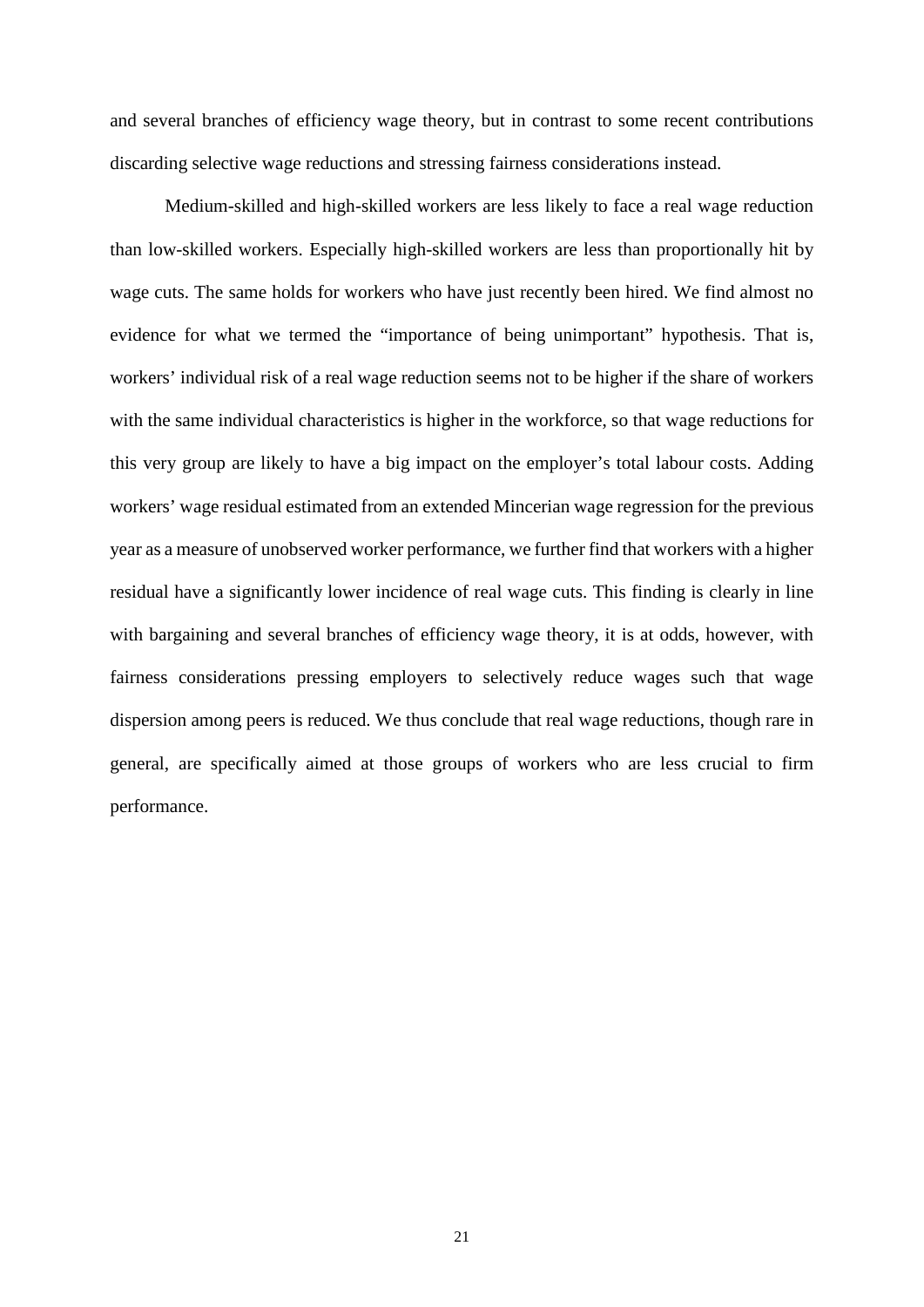and several branches of efficiency wage theory, but in contrast to some recent contributions discarding selective wage reductions and stressing fairness considerations instead.

Medium-skilled and high-skilled workers are less likely to face a real wage reduction than low-skilled workers. Especially high-skilled workers are less than proportionally hit by wage cuts. The same holds for workers who have just recently been hired. We find almost no evidence for what we termed the "importance of being unimportant" hypothesis. That is, workers' individual risk of a real wage reduction seems not to be higher if the share of workers with the same individual characteristics is higher in the workforce, so that wage reductions for this very group are likely to have a big impact on the employer's total labour costs. Adding workers' wage residual estimated from an extended Mincerian wage regression for the previous year as a measure of unobserved worker performance, we further find that workers with a higher residual have a significantly lower incidence of real wage cuts. This finding is clearly in line with bargaining and several branches of efficiency wage theory, it is at odds, however, with fairness considerations pressing employers to selectively reduce wages such that wage dispersion among peers is reduced. We thus conclude that real wage reductions, though rare in general, are specifically aimed at those groups of workers who are less crucial to firm performance.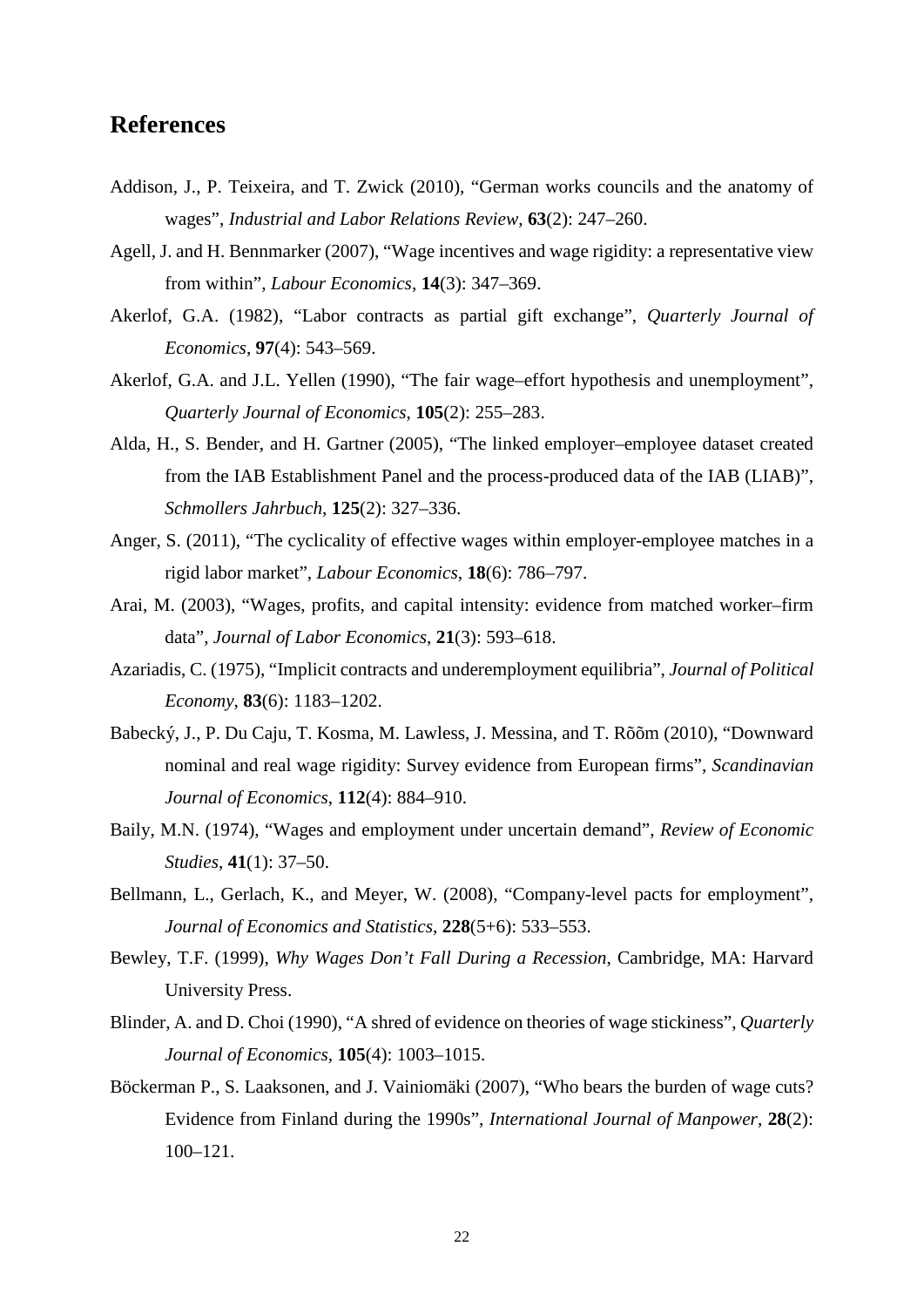## References

Addison, J., P. Teixeira, and T. Zwick (2010), "German works councils and the anatomy of wages", *Industrial and Labor Relations Review*, **63**(2): 247–260.

Agell, J. and H. Bennmarker (2007), "Wage incentives and wage rigidity: a representative view from within", *Labour Economics*, **14**(3): 347–369.

Akerlof, G.A. (1982), "Labor contracts as partial gift exchange", *Quarterly Journal of Economics*, **97**(4): 543–569.

Akerlof, G.A. and J.L. Yellen (1990), "The fair wage–effort hypothesis and unemployment", *Quarterly Journal of Economics*, **105**(2): 255–283.

Alda, H., S. Bender, and H. Gartner (2005), "The linked employer–employee dataset created from the IAB Establishment Panel and the process-produced data of the IAB (LIAB)", *Schmollers Jahrbuch*, **125**(2): 327–336.

Anger, S. (2011), "The cyclicality of effective wages within employer-employee matches in a rigid labor market", *Labour Economics*, **18**(6): 786–797.

Arai, M. (2003), "Wages, profits, and capital intensity: evidence from matched worker–firm data", *Journal of Labor Economics*, **21**(3): 593–618.

Azariadis, C. (1975), "Implicit contracts and underemployment equilibria", *Journal of Political Economy*, **83**(6): 1183–1202.

Babecký, J., P. Du Caju, T. Kosma, M. Lawless, J. Messina, and T. Rõõm (2010), "Downward nominal and real wage rigidity: Survey evidence from European firms", *Scandinavian Journal of Economics*, **112**(4): 884–910.

Baily, M.N. (1974), "Wages and employment under uncertain demand", *Review of Economic Studies*, **41**(1): 37–50.

Bellmann, L., Gerlach, K., and Meyer, W. (2008), "Company-level pacts for employment", *Journal of Economics and Statistics*, **228**(5+6): 533–553.

Bewley, T.F. (1999), *Why Wages Don't Fall During a Recession*, Cambridge, MA: Harvard University Press.

Blinder, A. and D. Choi (1990), "A shred of evidence on theories of wage stickiness", *Quarterly Journal of Economics*, **105**(4): 1003–1015.

Böckerman P., S. Laaksonen, and J. Vainiomäki (2007), "Who bears the burden of wage cuts? Evidence from Finland during the 1990s", *International Journal of Manpower*, **28**(2): 100–121.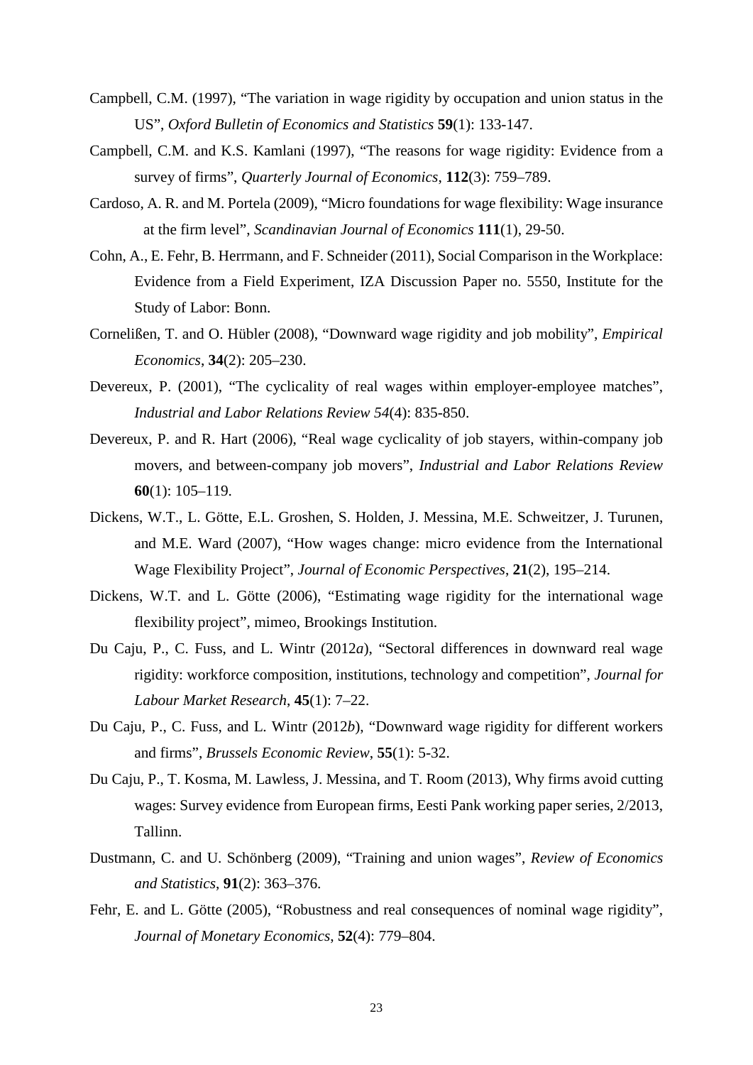Campbell, C.M. (1997), "The variation in wage rigidity by occupation and union status in the US", *Oxford Bulletin of Economics and Statistics* **59**(1): 133-147.

Campbell, C.M. and K.S. Kamlani (1997), "The reasons for wage rigidity: Evidence from a survey of firms", *Quarterly Journal of Economics*, **112**(3): 759–789.

Cardoso, A. R. and M. Portela (2009), "Micro foundations for wage flexibility: Wage insurance at the firm level", *Scandinavian Journal of Economics* **111**(1), 29-50.

Cohn, A., E. Fehr, B. Herrmann, and F. Schneider (2011), Social Comparison in the Workplace: Evidence from a Field Experiment, IZA Discussion Paper no. 5550, Institute for the Study of Labor: Bonn.

Cornelißen, T. and O. Hübler (2008), "Downward wage rigidity and job mobility", *Empirical Economics*, **34**(2): 205–230.

Devereux, P. (2001), "The cyclicality of real wages within employer-employee matches", *Industrial and Labor Relations Review 54*(4): 835-850.

Devereux, P. and R. Hart (2006), "Real wage cyclicality of job stayers, within-company job movers, and between-company job movers", *Industrial and Labor Relations Review* **60**(1): 105–119.

Dickens, W.T., L. Götte, E.L. Groshen, S. Holden, J. Messina, M.E. Schweitzer, J. Turunen, and M.E. Ward (2007), "How wages change: micro evidence from the International Wage Flexibility Project", *Journal of Economic Perspectives*, **21**(2), 195–214.

Dickens, W.T. and L. Götte (2006), "Estimating wage rigidity for the international wage flexibility project", mimeo, Brookings Institution.

Du Caju, P., C. Fuss, and L. Wintr (2012*a*), "Sectoral differences in downward real wage rigidity: workforce composition, institutions, technology and competition", *Journal for Labour Market Research*, **45**(1): 7–22.

Du Caju, P., C. Fuss, and L. Wintr (2012*b*), "Downward wage rigidity for different workers and firms", *Brussels Economic Review*, **55**(1): 5-32.

Du Caju, P., T. Kosma, M. Lawless, J. Messina, and T. Room (2013), Why firms avoid cutting wages: Survey evidence from European firms, Eesti Pank working paper series, 2/2013, Tallinn.

Dustmann, C. and U. Schönberg (2009), "Training and union wages", *Review of Economics and Statistics*, **91**(2): 363–376.

Fehr, E. and L. Götte (2005), "Robustness and real consequences of nominal wage rigidity", *Journal of Monetary Economics*, **52**(4): 779–804.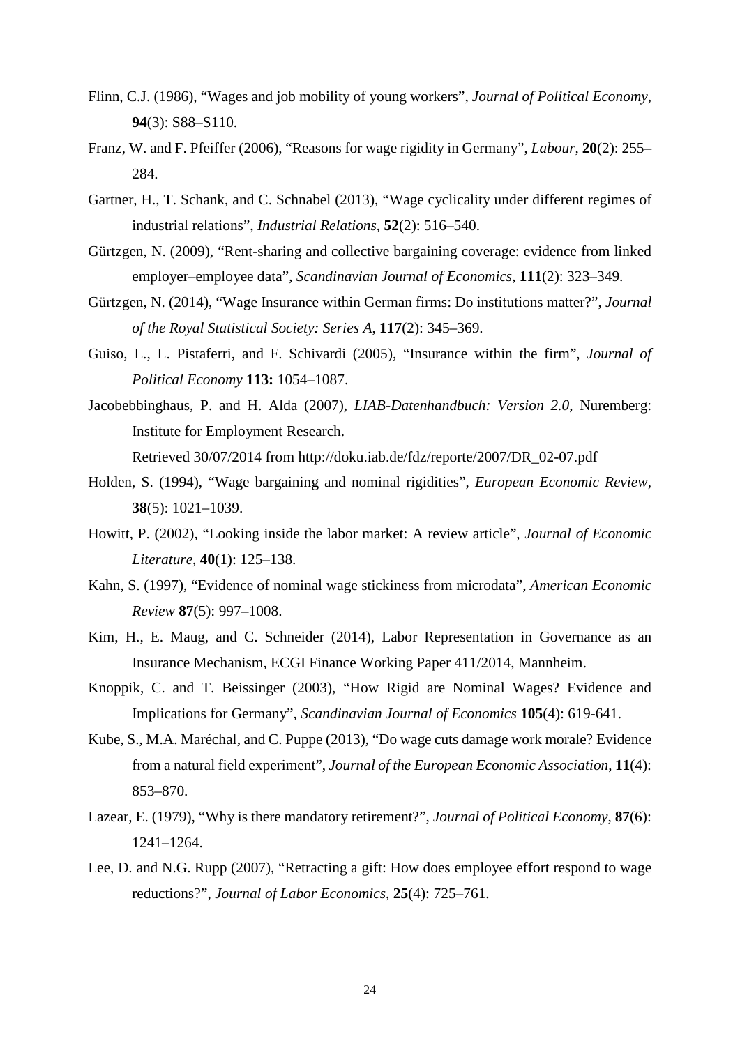Flinn, C.J. (1986), “Wages and job mobility of young workers”, *Journal of Political Economy*, **94**(3): S88–S110.

Franz, W. and F. Pfeiffer (2006), “Reasons for wage rigidity in Germany”, *Labour*, **20**(2): 255–284.

Gartner, H., T. Schank, and C. Schnabel (2013), “Wage cyclicality under different regimes of industrial relations”, *Industrial Relations*, **52**(2): 516–540.

Gürtzgen, N. (2009), “Rent-sharing and collective bargaining coverage: evidence from linked employer–employee data”, *Scandinavian Journal of Economics*, **111**(2): 323–349.

Gürtzgen, N. (2014), “Wage Insurance within German firms: Do institutions matter?”, *Journal of the Royal Statistical Society: Series A*, **117**(2): 345–369.

Guiso, L., L. Pistaferri, and F. Schivardi (2005), “Insurance within the firm”, *Journal of Political Economy* **113:** 1054–1087.

Jacobebbinghaus, P. and H. Alda (2007), *LIAB-Datenhandbuch: Version 2.0*, Nuremberg: Institute for Employment Research.
Retrieved 30/07/2014 from http://doku.iab.de/fdz/reporte/2007/DR_02-07.pdf

Holden, S. (1994), “Wage bargaining and nominal rigidities”, *European Economic Review*, **38**(5): 1021–1039.

Howitt, P. (2002), “Looking inside the labor market: A review article”, *Journal of Economic Literature*, **40**(1): 125–138.

Kahn, S. (1997), “Evidence of nominal wage stickiness from microdata”, *American Economic Review* **87**(5): 997–1008.

Kim, H., E. Maug, and C. Schneider (2014), Labor Representation in Governance as an Insurance Mechanism, ECGI Finance Working Paper 411/2014, Mannheim.

Knoppik, C. and T. Beissinger (2003), “How Rigid are Nominal Wages? Evidence and Implications for Germany”, *Scandinavian Journal of Economics* **105**(4): 619-641.

Kube, S., M.A. Maréchal, and C. Puppe (2013), “Do wage cuts damage work morale? Evidence from a natural field experiment”, *Journal of the European Economic Association*, **11**(4): 853–870.

Lazear, E. (1979), “Why is there mandatory retirement?”, *Journal of Political Economy*, **87**(6): 1241–1264.

Lee, D. and N.G. Rupp (2007), “Retracting a gift: How does employee effort respond to wage reductions?”, *Journal of Labor Economics*, **25**(4): 725–761.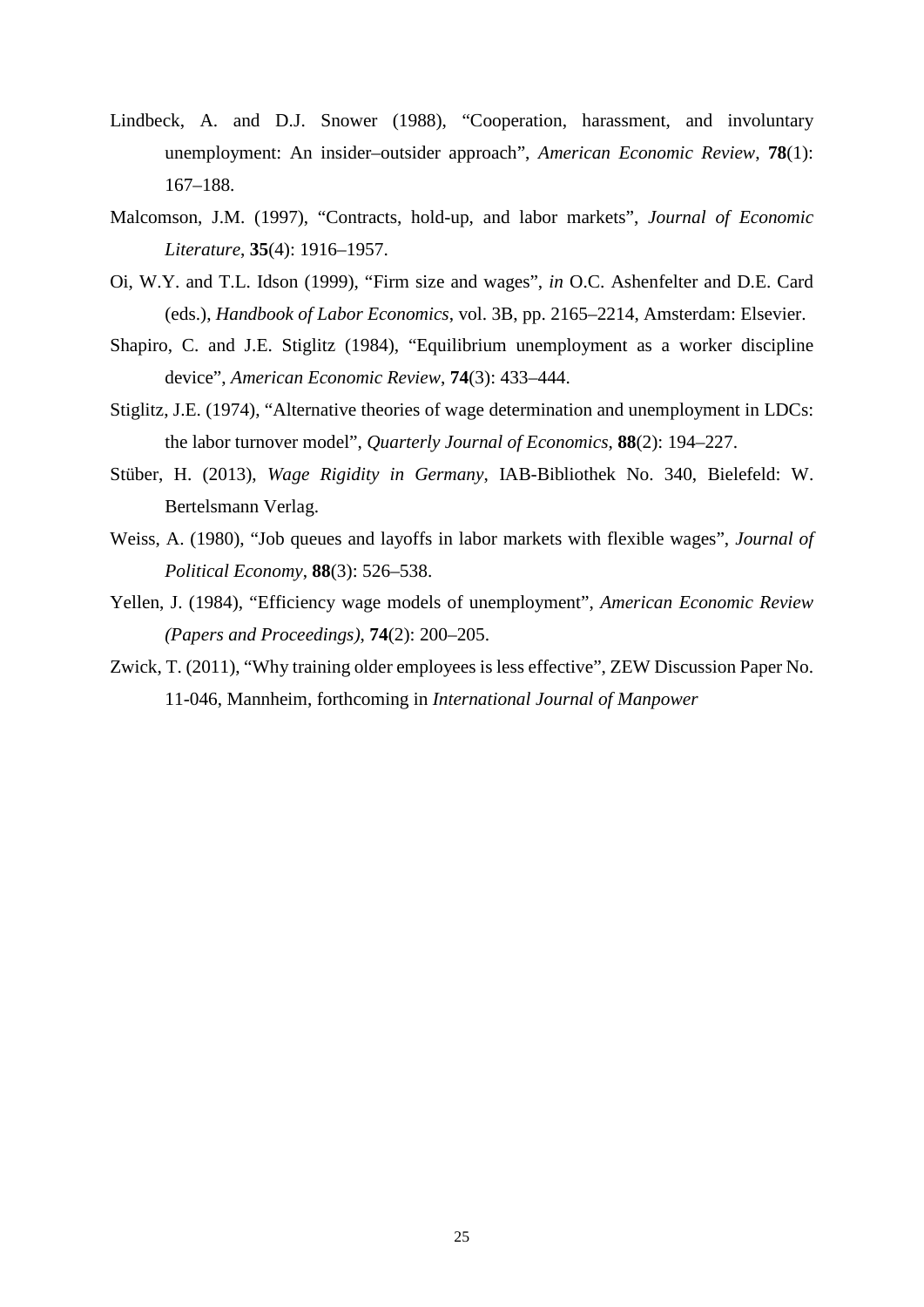Lindbeck, A. and D.J. Snower (1988), "Cooperation, harassment, and involuntary unemployment: An insider–outsider approach", *American Economic Review*, **78**(1): 167–188.

Malcomson, J.M. (1997), "Contracts, hold-up, and labor markets", *Journal of Economic Literature*, **35**(4): 1916–1957.

Oi, W.Y. and T.L. Idson (1999), "Firm size and wages", *in* O.C. Ashenfelter and D.E. Card (eds.), *Handbook of Labor Economics*, vol. 3B, pp. 2165–2214, Amsterdam: Elsevier.

Shapiro, C. and J.E. Stiglitz (1984), "Equilibrium unemployment as a worker discipline device", *American Economic Review*, **74**(3): 433–444.

Stiglitz, J.E. (1974), "Alternative theories of wage determination and unemployment in LDCs: the labor turnover model", *Quarterly Journal of Economics*, **88**(2): 194–227.

Stüber, H. (2013), *Wage Rigidity in Germany*, IAB-Bibliothek No. 340, Bielefeld: W. Bertelsmann Verlag.

Weiss, A. (1980), "Job queues and layoffs in labor markets with flexible wages", *Journal of Political Economy*, **88**(3): 526–538.

Yellen, J. (1984), "Efficiency wage models of unemployment", *American Economic Review (Papers and Proceedings)*, **74**(2): 200–205.

Zwick, T. (2011), "Why training older employees is less effective", ZEW Discussion Paper No. 11-046, Mannheim, forthcoming in *International Journal of Manpower*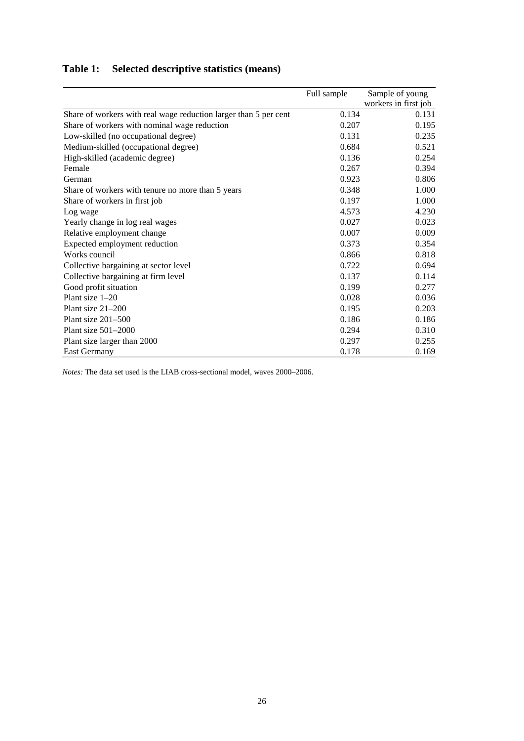## Table 1: Selected descriptive statistics (means)

| | Full sample | Sample of young workers in first job |
|---|---|---|
| Share of workers with real wage reduction larger than 5 per cent | 0.134 | 0.131 |
| Share of workers with nominal wage reduction | 0.207 | 0.195 |
| Low-skilled (no occupational degree) | 0.131 | 0.235 |
| Medium-skilled (occupational degree) | 0.684 | 0.521 |
| High-skilled (academic degree) | 0.136 | 0.254 |
| Female | 0.267 | 0.394 |
| German | 0.923 | 0.806 |
| Share of workers with tenure no more than 5 years | 0.348 | 1.000 |
| Share of workers in first job | 0.197 | 1.000 |
| Log wage | 4.573 | 4.230 |
| Yearly change in log real wages | 0.027 | 0.023 |
| Relative employment change | 0.007 | 0.009 |
| Expected employment reduction | 0.373 | 0.354 |
| Works council | 0.866 | 0.818 |
| Collective bargaining at sector level | 0.722 | 0.694 |
| Collective bargaining at firm level | 0.137 | 0.114 |
| Good profit situation | 0.199 | 0.277 |
| Plant size 1–20 | 0.028 | 0.036 |
| Plant size 21–200 | 0.195 | 0.203 |
| Plant size 201–500 | 0.186 | 0.186 |
| Plant size 501–2000 | 0.294 | 0.310 |
| Plant size larger than 2000 | 0.297 | 0.255 |
| East Germany | 0.178 | 0.169 |

*Notes:* The data set used is the LIAB cross-sectional model, waves 2000–2006.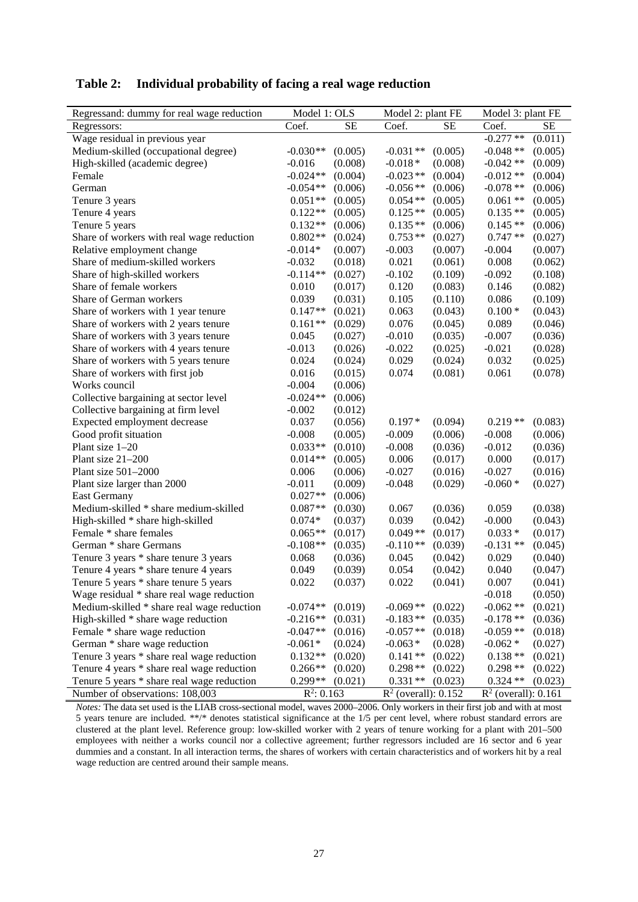# Table 2: Individual probability of facing a real wage reduction

| Regressand: dummy for real wage reduction | Model 1: OLS | | Model 2: plant FE | | Model 3: plant FE | |
|---|---|---|---|---|---|---|
| Regressors: | Coef. | SE | Coef. | SE | Coef. | SE |
| Wage residual in previous year | | | | | -0.277 ** | (0.011) |
| Medium-skilled (occupational degree) | -0.030** | (0.005) | -0.031 ** | (0.005) | -0.048 ** | (0.005) |
| High-skilled (academic degree) | -0.016 | (0.008) | -0.018 * | (0.008) | -0.042 ** | (0.009) |
| Female | -0.024** | (0.004) | -0.023 ** | (0.004) | -0.012 ** | (0.004) |
| German | -0.054** | (0.006) | -0.056 ** | (0.006) | -0.078 ** | (0.006) |
| Tenure 3 years | 0.051** | (0.005) | 0.054 ** | (0.005) | 0.061 ** | (0.005) |
| Tenure 4 years | 0.122** | (0.005) | 0.125 ** | (0.005) | 0.135 ** | (0.005) |
| Tenure 5 years | 0.132** | (0.006) | 0.135 ** | (0.006) | 0.145 ** | (0.006) |
| Share of workers with real wage reduction | 0.802** | (0.024) | 0.753 ** | (0.027) | 0.747 ** | (0.027) |
| Relative employment change | -0.014* | (0.007) | -0.003 | (0.007) | -0.004 | (0.007) |
| Share of medium-skilled workers | -0.032 | (0.018) | 0.021 | (0.061) | 0.008 | (0.062) |
| Share of high-skilled workers | -0.114** | (0.027) | -0.102 | (0.109) | -0.092 | (0.108) |
| Share of female workers | 0.010 | (0.017) | 0.120 | (0.083) | 0.146 | (0.082) |
| Share of German workers | 0.039 | (0.031) | 0.105 | (0.110) | 0.086 | (0.109) |
| Share of workers with 1 year tenure | 0.147** | (0.021) | 0.063 | (0.043) | 0.100 * | (0.043) |
| Share of workers with 2 years tenure | 0.161** | (0.029) | 0.076 | (0.045) | 0.089 | (0.046) |
| Share of workers with 3 years tenure | 0.045 | (0.027) | -0.010 | (0.035) | -0.007 | (0.036) |
| Share of workers with 4 years tenure | -0.013 | (0.026) | -0.022 | (0.025) | -0.021 | (0.028) |
| Share of workers with 5 years tenure | 0.024 | (0.024) | 0.029 | (0.024) | 0.032 | (0.025) |
| Share of workers with first job | 0.016 | (0.015) | 0.074 | (0.081) | 0.061 | (0.078) |
| Works council | -0.004 | (0.006) | | | | |
| Collective bargaining at sector level | -0.024** | (0.006) | | | | |
| Collective bargaining at firm level | -0.002 | (0.012) | | | | |
| Expected employment decrease | 0.037 | (0.056) | 0.197 * | (0.094) | 0.219 ** | (0.083) |
| Good profit situation | -0.008 | (0.005) | -0.009 | (0.006) | -0.008 | (0.006) |
| Plant size 1–20 | 0.033** | (0.010) | -0.008 | (0.036) | -0.012 | (0.036) |
| Plant size 21–200 | 0.014** | (0.005) | 0.006 | (0.017) | 0.000 | (0.017) |
| Plant size 501–2000 | 0.006 | (0.006) | -0.027 | (0.016) | -0.027 | (0.016) |
| Plant size larger than 2000 | -0.011 | (0.009) | -0.048 | (0.029) | -0.060 * | (0.027) |
| East Germany | 0.027** | (0.006) | | | | |
| Medium-skilled * share medium-skilled | 0.087** | (0.030) | 0.067 | (0.036) | 0.059 | (0.038) |
| High-skilled * share high-skilled | 0.074* | (0.037) | 0.039 | (0.042) | -0.000 | (0.043) |
| Female * share females | 0.065** | (0.017) | 0.049 ** | (0.017) | 0.033 * | (0.017) |
| German * share Germans | -0.108** | (0.035) | -0.110 ** | (0.039) | -0.131 ** | (0.045) |
| Tenure 3 years * share tenure 3 years | 0.068 | (0.036) | 0.045 | (0.042) | 0.029 | (0.040) |
| Tenure 4 years * share tenure 4 years | 0.049 | (0.039) | 0.054 | (0.042) | 0.040 | (0.047) |
| Tenure 5 years * share tenure 5 years | 0.022 | (0.037) | 0.022 | (0.041) | 0.007 | (0.041) |
| Wage residual * share real wage reduction | | | | | -0.018 | (0.050) |
| Medium-skilled * share real wage reduction | -0.074** | (0.019) | -0.069 ** | (0.022) | -0.062 ** | (0.021) |
| High-skilled * share wage reduction | -0.216** | (0.031) | -0.183 ** | (0.035) | -0.178 ** | (0.036) |
| Female * share wage reduction | -0.047** | (0.016) | -0.057 ** | (0.018) | -0.059 ** | (0.018) |
| German * share wage reduction | -0.061* | (0.024) | -0.063 * | (0.028) | -0.062 * | (0.027) |
| Tenure 3 years * share real wage reduction | 0.132** | (0.020) | 0.141 ** | (0.022) | 0.138 ** | (0.021) |
| Tenure 4 years * share real wage reduction | 0.266** | (0.020) | 0.298 ** | (0.022) | 0.298 ** | (0.022) |
| Tenure 5 years * share real wage reduction | 0.299** | (0.021) | 0.331 ** | (0.023) | 0.324 ** | (0.023) |
| Number of observations: 108,003 | $R^2$: 0.163 | | $R^2$ (overall): 0.152 | | $R^2$ (overall): 0.161 | |

*Notes:* The data set used is the LIAB cross-sectional model, waves 2000–2006. Only workers in their first job and with at most 5 years tenure are included. \*\*/\* denotes statistical significance at the 1/5 per cent level, where robust standard errors are clustered at the plant level. Reference group: low-skilled worker with 2 years of tenure working for a plant with 201–500 employees with neither a works council nor a collective agreement; further regressors included are 16 sector and 6 year dummies and a constant. In all interaction terms, the shares of workers with certain characteristics and of workers hit by a real wage reduction are centred around their sample means.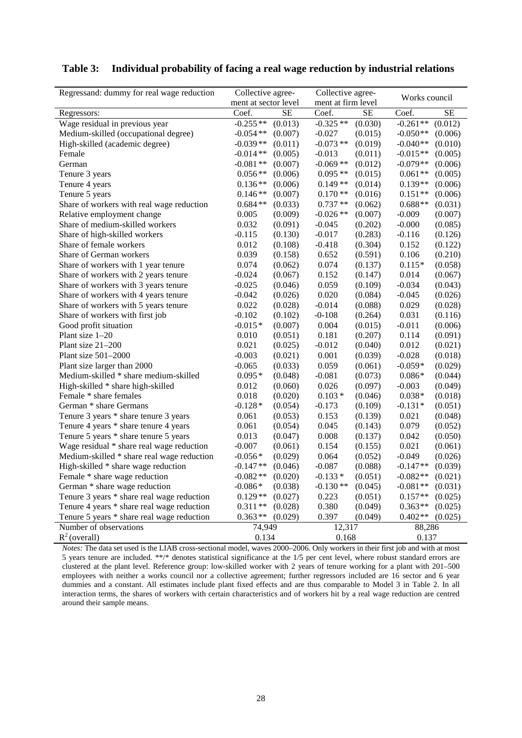**Table 3: Individual probability of facing a real wage reduction by industrial relations**

| Regressand: dummy for real wage reduction | Collective agreement at sector level | | Collective agreement at firm level | | Works council | |
|---|---|---|---|---|---|---|
| Regressors: | Coef. | SE | Coef. | SE | Coef. | SE |
| Wage residual in previous year | -0.255** | (0.013) | -0.325** | (0.030) | -0.261** | (0.012) |
| Medium-skilled (occupational degree) | -0.054** | (0.007) | -0.027 | (0.015) | -0.050** | (0.006) |
| High-skilled (academic degree) | -0.039** | (0.011) | -0.073** | (0.019) | -0.040** | (0.010) |
| Female | -0.014** | (0.005) | -0.013 | (0.011) | -0.015** | (0.005) |
| German | -0.081** | (0.007) | -0.069** | (0.012) | -0.079** | (0.006) |
| Tenure 3 years | 0.056** | (0.006) | 0.095** | (0.015) | 0.061** | (0.005) |
| Tenure 4 years | 0.136** | (0.006) | 0.149** | (0.014) | 0.139** | (0.006) |
| Tenure 5 years | 0.146** | (0.007) | 0.170** | (0.016) | 0.151** | (0.006) |
| Share of workers with real wage reduction | 0.684** | (0.033) | 0.737** | (0.062) | 0.688** | (0.031) |
| Relative employment change | 0.005 | (0.009) | -0.026** | (0.007) | -0.009 | (0.007) |
| Share of medium-skilled workers | 0.032 | (0.091) | -0.045 | (0.202) | -0.000 | (0.085) |
| Share of high-skilled workers | -0.115 | (0.130) | -0.017 | (0.283) | -0.116 | (0.126) |
| Share of female workers | 0.012 | (0.108) | -0.418 | (0.304) | 0.152 | (0.122) |
| Share of German workers | 0.039 | (0.158) | 0.652 | (0.591) | 0.106 | (0.210) |
| Share of workers with 1 year tenure | 0.074 | (0.062) | 0.074 | (0.137) | 0.115* | (0.058) |
| Share of workers with 2 years tenure | -0.024 | (0.067) | 0.152 | (0.147) | 0.014 | (0.067) |
| Share of workers with 3 years tenure | -0.025 | (0.046) | 0.059 | (0.109) | -0.034 | (0.043) |
| Share of workers with 4 years tenure | -0.042 | (0.026) | 0.020 | (0.084) | -0.045 | (0.026) |
| Share of workers with 5 years tenure | 0.022 | (0.028) | -0.014 | (0.088) | 0.029 | (0.028) |
| Share of workers with first job | -0.102 | (0.102) | -0-108 | (0.264) | 0.031 | (0.116) |
| Good profit situation | -0.015* | (0.007) | 0.004 | (0.015) | -0.011 | (0.006) |
| Plant size 1–20 | 0.010 | (0.051) | 0.181 | (0.207) | 0.114 | (0.091) |
| Plant size 21–200 | 0.021 | (0.025) | -0.012 | (0.040) | 0.012 | (0.021) |
| Plant size 501–2000 | -0.003 | (0.021) | 0.001 | (0.039) | -0.028 | (0.018) |
| Plant size larger than 2000 | -0.065 | (0.033) | 0.059 | (0.061) | -0.059* | (0.029) |
| Medium-skilled * share medium-skilled | 0.095* | (0.048) | -0.081 | (0.073) | 0.086* | (0.044) |
| High-skilled * share high-skilled | 0.012 | (0.060) | 0.026 | (0.097) | -0.003 | (0.049) |
| Female * share females | 0.018 | (0.020) | 0.103* | (0.046) | 0.038* | (0.018) |
| German * share Germans | -0.128* | (0.054) | -0.173 | (0.109) | -0.131* | (0.051) |
| Tenure 3 years * share tenure 3 years | 0.061 | (0.053) | 0.153 | (0.139) | 0.021 | (0.048) |
| Tenure 4 years * share tenure 4 years | 0.061 | (0.054) | 0.045 | (0.143) | 0.079 | (0.052) |
| Tenure 5 years * share tenure 5 years | 0.013 | (0.047) | 0.008 | (0.137) | 0.042 | (0.050) |
| Wage residual * share real wage reduction | -0.007 | (0.061) | 0.154 | (0.155) | 0.021 | (0.061) |
| Medium-skilled * share real wage reduction | -0.056* | (0.029) | 0.064 | (0.052) | -0.049 | (0.026) |
| High-skilled * share wage reduction | -0.147** | (0.046) | -0.087 | (0.088) | -0.147** | (0.039) |
| Female * share wage reduction | -0.082** | (0.020) | -0.133* | (0.051) | -0.082** | (0.021) |
| German * share wage reduction | -0.086* | (0.038) | -0.130** | (0.045) | -0.081** | (0.031) |
| Tenure 3 years * share real wage reduction | 0.129** | (0.027) | 0.223 | (0.051) | 0.157** | (0.025) |
| Tenure 4 years * share real wage reduction | 0.311** | (0.028) | 0.380 | (0.049) | 0.363** | (0.025) |
| Tenure 5 years * share real wage reduction | 0.363** | (0.029) | 0.397 | (0.049) | 0.402** | (0.025) |
| Number of observations | 74,949 | | 12,317 | | 88,286 | |
| $R^2$ (overall) | 0.134 | | 0.168 | | 0.137 | |

*Notes:* The data set used is the LIAB cross-sectional model, waves 2000–2006. Only workers in their first job and with at most 5 years tenure are included. **/* denotes statistical significance at the 1/5 per cent level, where robust standard errors are clustered at the plant level. Reference group: low-skilled worker with 2 years of tenure working for a plant with 201–500 employees with neither a works council nor a collective agreement; further regressors included are 16 sector and 6 year dummies and a constant. All estimates include plant fixed effects and are thus comparable to Model 3 in Table 2. In all interaction terms, the shares of workers with certain characteristics and of workers hit by a real wage reduction are centred around their sample means.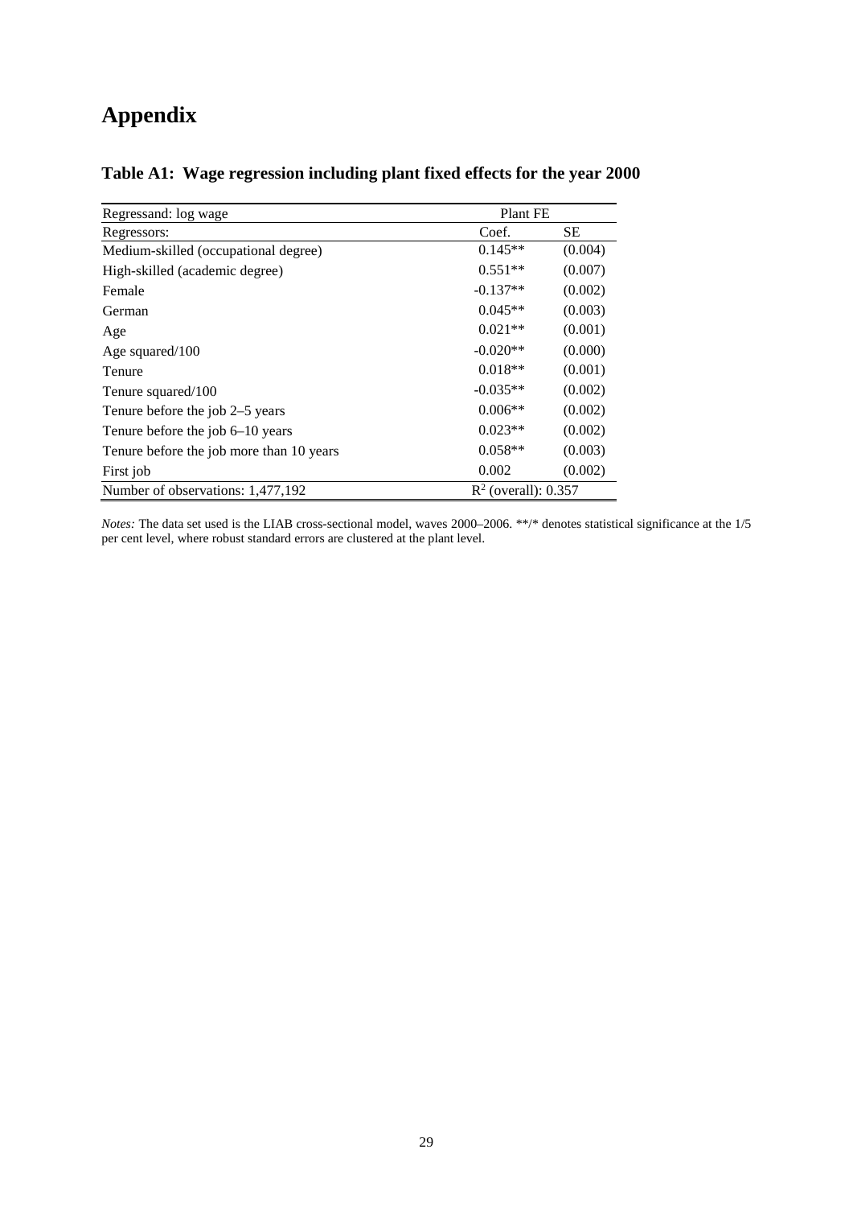# Appendix

## Table A1: Wage regression including plant fixed effects for the year 2000

| Regressand: log wage | Plant FE | |
|---|---|---|
| Regressors: | Coef. | SE |
| Medium-skilled (occupational degree) | 0.145** | (0.004) |
| High-skilled (academic degree) | 0.551** | (0.007) |
| Female | -0.137** | (0.002) |
| German | 0.045** | (0.003) |
| Age | 0.021** | (0.001) |
| Age squared/100 | -0.020** | (0.000) |
| Tenure | 0.018** | (0.001) |
| Tenure squared/100 | -0.035** | (0.002) |
| Tenure before the job 2–5 years | 0.006** | (0.002) |
| Tenure before the job 6–10 years | 0.023** | (0.002) |
| Tenure before the job more than 10 years | 0.058** | (0.003) |
| First job | 0.002 | (0.002) |
| Number of observations: 1,477,192 | $R^2$ (overall): 0.357 | |

*Notes:* The data set used is the LIAB cross-sectional model, waves 2000–2006. **/* denotes statistical significance at the 1/5 per cent level, where robust standard errors are clustered at the plant level.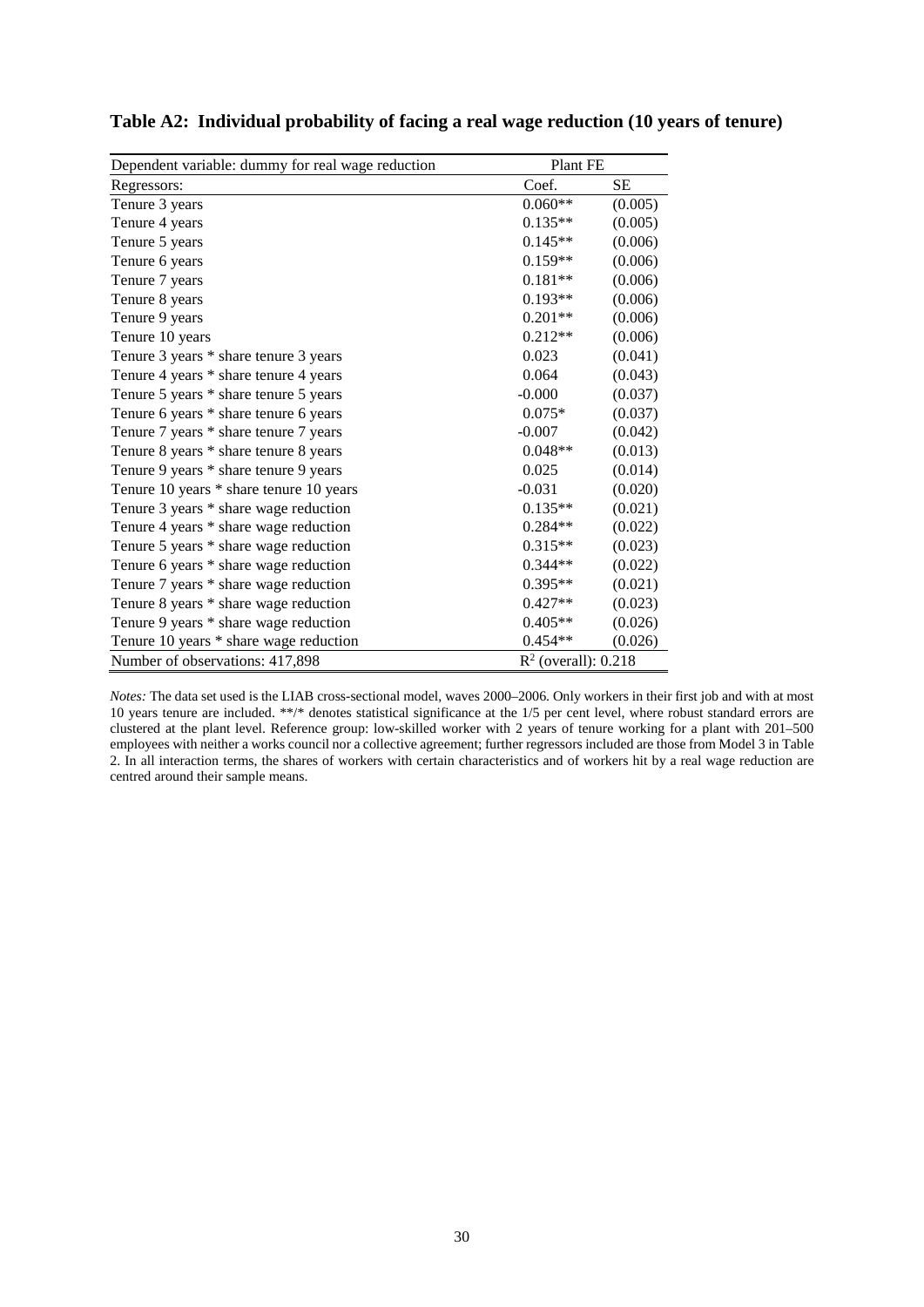**Table A2: Individual probability of facing a real wage reduction (10 years of tenure)**

| Dependent variable: dummy for real wage reduction | Plant FE | |
|---|---|---|
| Regressors: | Coef. | SE |
| Tenure 3 years | 0.060** | (0.005) |
| Tenure 4 years | 0.135** | (0.005) |
| Tenure 5 years | 0.145** | (0.006) |
| Tenure 6 years | 0.159** | (0.006) |
| Tenure 7 years | 0.181** | (0.006) |
| Tenure 8 years | 0.193** | (0.006) |
| Tenure 9 years | 0.201** | (0.006) |
| Tenure 10 years | 0.212** | (0.006) |
| Tenure 3 years * share tenure 3 years | 0.023 | (0.041) |
| Tenure 4 years * share tenure 4 years | 0.064 | (0.043) |
| Tenure 5 years * share tenure 5 years | -0.000 | (0.037) |
| Tenure 6 years * share tenure 6 years | 0.075* | (0.037) |
| Tenure 7 years * share tenure 7 years | -0.007 | (0.042) |
| Tenure 8 years * share tenure 8 years | 0.048** | (0.013) |
| Tenure 9 years * share tenure 9 years | 0.025 | (0.014) |
| Tenure 10 years * share tenure 10 years | -0.031 | (0.020) |
| Tenure 3 years * share wage reduction | 0.135** | (0.021) |
| Tenure 4 years * share wage reduction | 0.284** | (0.022) |
| Tenure 5 years * share wage reduction | 0.315** | (0.023) |
| Tenure 6 years * share wage reduction | 0.344** | (0.022) |
| Tenure 7 years * share wage reduction | 0.395** | (0.021) |
| Tenure 8 years * share wage reduction | 0.427** | (0.023) |
| Tenure 9 years * share wage reduction | 0.405** | (0.026) |
| Tenure 10 years * share wage reduction | 0.454** | (0.026) |
| Number of observations: 417,898 | $R^2$ (overall): 0.218 | |

*Notes:* The data set used is the LIAB cross-sectional model, waves 2000–2006. Only workers in their first job and with at most 10 years tenure are included. **/* denotes statistical significance at the 1/5 per cent level, where robust standard errors are clustered at the plant level. Reference group: low-skilled worker with 2 years of tenure working for a plant with 201–500 employees with neither a works council nor a collective agreement; further regressors included are those from Model 3 in Table 2. In all interaction terms, the shares of workers with certain characteristics and of workers hit by a real wage reduction are centred around their sample means.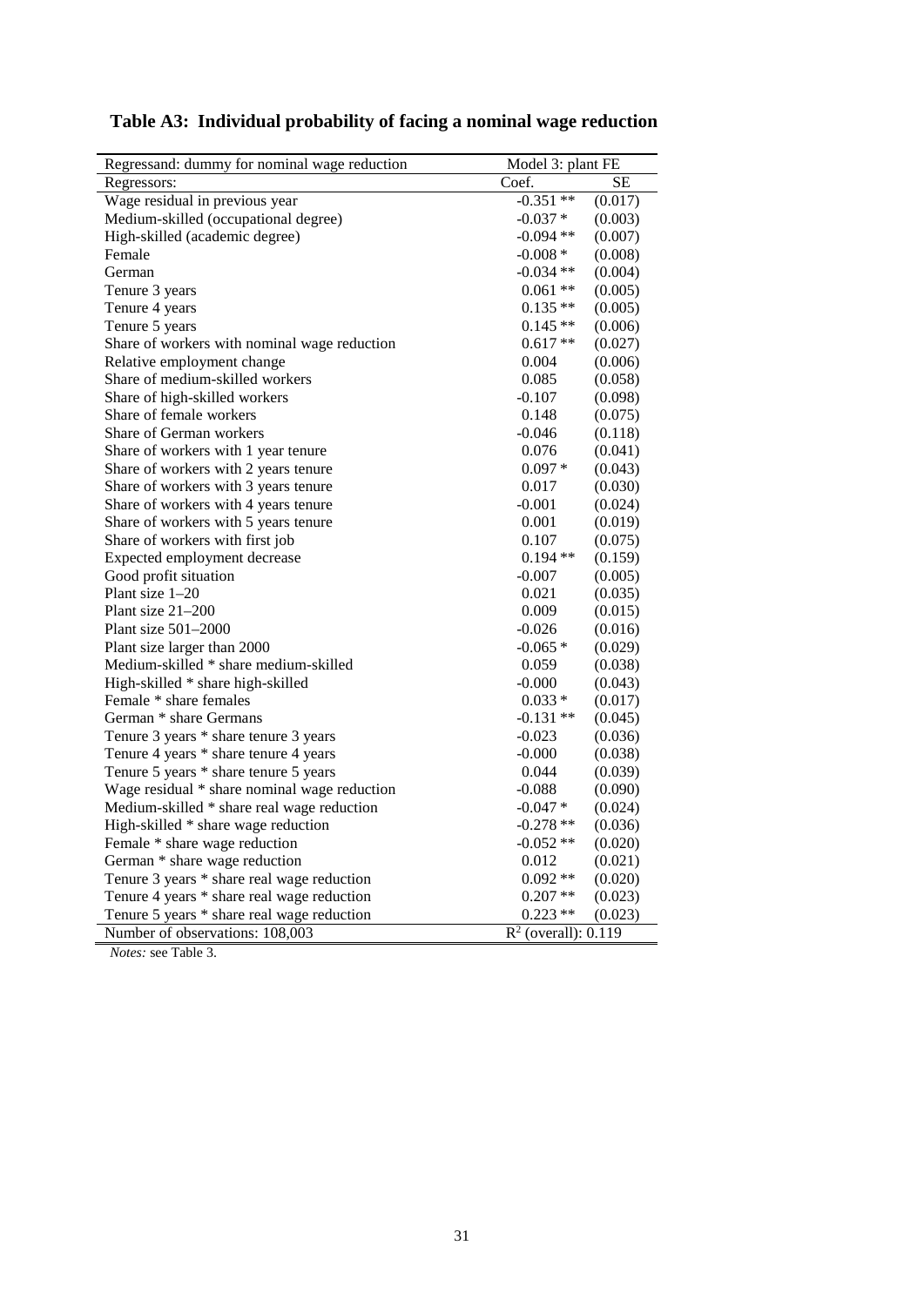**Table A3: Individual probability of facing a nominal wage reduction**

| Regressand: dummy for nominal wage reduction | Model 3: plant FE | |
|---|---|---|
| Regressors: | Coef. | SE |
| Wage residual in previous year | -0.351 ** | (0.017) |
| Medium-skilled (occupational degree) | -0.037 * | (0.003) |
| High-skilled (academic degree) | -0.094 ** | (0.007) |
| Female | -0.008 * | (0.008) |
| German | -0.034 ** | (0.004) |
| Tenure 3 years | 0.061 ** | (0.005) |
| Tenure 4 years | 0.135 ** | (0.005) |
| Tenure 5 years | 0.145 ** | (0.006) |
| Share of workers with nominal wage reduction | 0.617 ** | (0.027) |
| Relative employment change | 0.004 | (0.006) |
| Share of medium-skilled workers | 0.085 | (0.058) |
| Share of high-skilled workers | -0.107 | (0.098) |
| Share of female workers | 0.148 | (0.075) |
| Share of German workers | -0.046 | (0.118) |
| Share of workers with 1 year tenure | 0.076 | (0.041) |
| Share of workers with 2 years tenure | 0.097 * | (0.043) |
| Share of workers with 3 years tenure | 0.017 | (0.030) |
| Share of workers with 4 years tenure | -0.001 | (0.024) |
| Share of workers with 5 years tenure | 0.001 | (0.019) |
| Share of workers with first job | 0.107 | (0.075) |
| Expected employment decrease | 0.194 ** | (0.159) |
| Good profit situation | -0.007 | (0.005) |
| Plant size 1–20 | 0.021 | (0.035) |
| Plant size 21–200 | 0.009 | (0.015) |
| Plant size 501–2000 | -0.026 | (0.016) |
| Plant size larger than 2000 | -0.065 * | (0.029) |
| Medium-skilled * share medium-skilled | 0.059 | (0.038) |
| High-skilled * share high-skilled | -0.000 | (0.043) |
| Female * share females | 0.033 * | (0.017) |
| German * share Germans | -0.131 ** | (0.045) |
| Tenure 3 years * share tenure 3 years | -0.023 | (0.036) |
| Tenure 4 years * share tenure 4 years | -0.000 | (0.038) |
| Tenure 5 years * share tenure 5 years | 0.044 | (0.039) |
| Wage residual * share nominal wage reduction | -0.088 | (0.090) |
| Medium-skilled * share real wage reduction | -0.047 * | (0.024) |
| High-skilled * share wage reduction | -0.278 ** | (0.036) |
| Female * share wage reduction | -0.052 ** | (0.020) |
| German * share wage reduction | 0.012 | (0.021) |
| Tenure 3 years * share real wage reduction | 0.092 ** | (0.020) |
| Tenure 4 years * share real wage reduction | 0.207 ** | (0.023) |
| Tenure 5 years * share real wage reduction | 0.223 ** | (0.023) |
| Number of observations: 108,003 | $R^2$ (overall): 0.119 | |

*Notes:* see Table 3.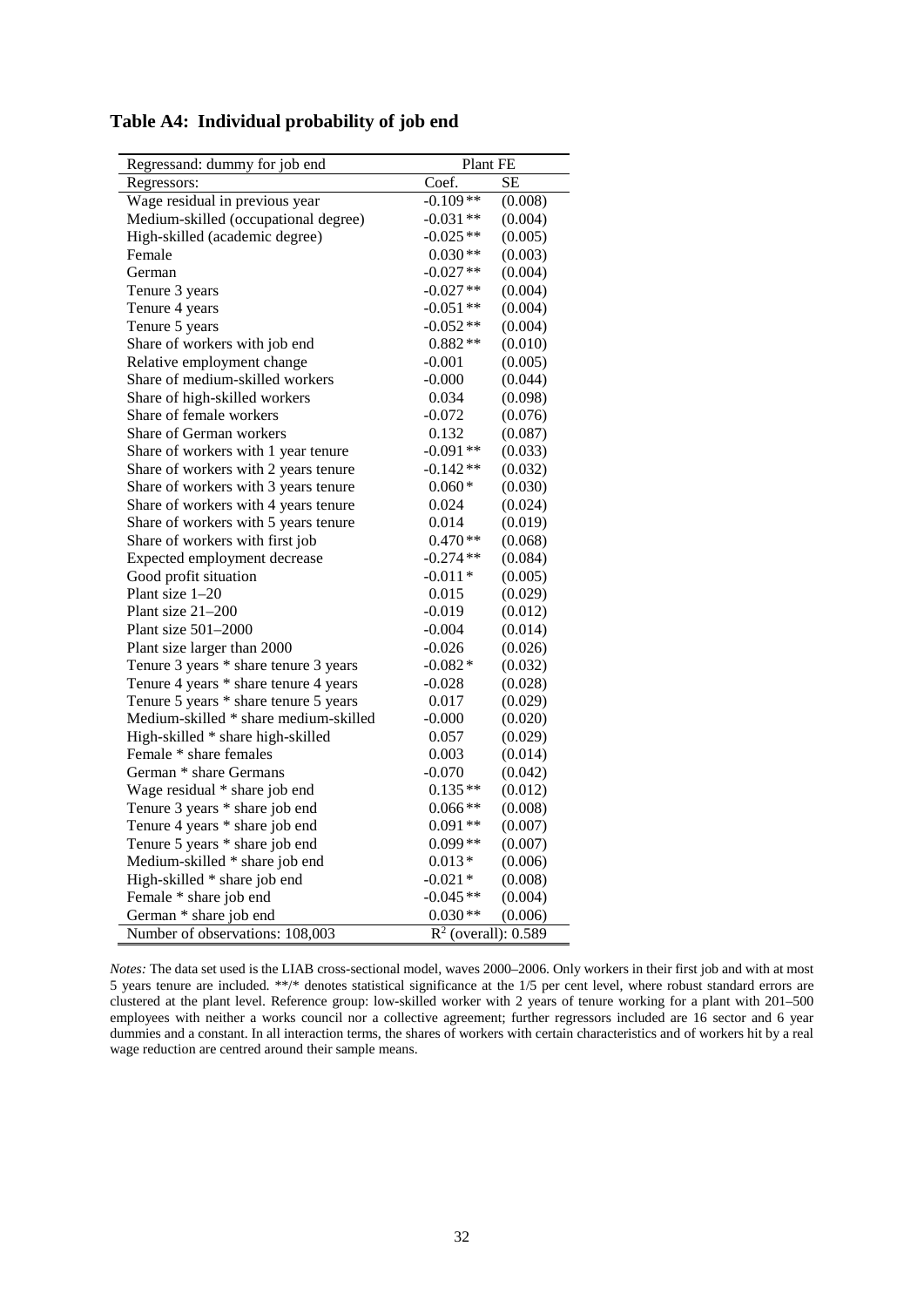## Table A4: Individual probability of job end

| Regressand: dummy for job end | Plant FE | |
|---|---|---|
| Regressors: | Coef. | SE |
| Wage residual in previous year | -0.109 ** | (0.008) |
| Medium-skilled (occupational degree) | -0.031 ** | (0.004) |
| High-skilled (academic degree) | -0.025 ** | (0.005) |
| Female | 0.030 ** | (0.003) |
| German | -0.027 ** | (0.004) |
| Tenure 3 years | -0.027 ** | (0.004) |
| Tenure 4 years | -0.051 ** | (0.004) |
| Tenure 5 years | -0.052 ** | (0.004) |
| Share of workers with job end | 0.882 ** | (0.010) |
| Relative employment change | -0.001 | (0.005) |
| Share of medium-skilled workers | -0.000 | (0.044) |
| Share of high-skilled workers | 0.034 | (0.098) |
| Share of female workers | -0.072 | (0.076) |
| Share of German workers | 0.132 | (0.087) |
| Share of workers with 1 year tenure | -0.091 ** | (0.033) |
| Share of workers with 2 years tenure | -0.142 ** | (0.032) |
| Share of workers with 3 years tenure | 0.060 * | (0.030) |
| Share of workers with 4 years tenure | 0.024 | (0.024) |
| Share of workers with 5 years tenure | 0.014 | (0.019) |
| Share of workers with first job | 0.470 ** | (0.068) |
| Expected employment decrease | -0.274 ** | (0.084) |
| Good profit situation | -0.011 * | (0.005) |
| Plant size 1–20 | 0.015 | (0.029) |
| Plant size 21–200 | -0.019 | (0.012) |
| Plant size 501–2000 | -0.004 | (0.014) |
| Plant size larger than 2000 | -0.026 | (0.026) |
| Tenure 3 years * share tenure 3 years | -0.082 * | (0.032) |
| Tenure 4 years * share tenure 4 years | -0.028 | (0.028) |
| Tenure 5 years * share tenure 5 years | 0.017 | (0.029) |
| Medium-skilled * share medium-skilled | -0.000 | (0.020) |
| High-skilled * share high-skilled | 0.057 | (0.029) |
| Female * share females | 0.003 | (0.014) |
| German * share Germans | -0.070 | (0.042) |
| Wage residual * share job end | 0.135 ** | (0.012) |
| Tenure 3 years * share job end | 0.066 ** | (0.008) |
| Tenure 4 years * share job end | 0.091 ** | (0.007) |
| Tenure 5 years * share job end | 0.099 ** | (0.007) |
| Medium-skilled * share job end | 0.013 * | (0.006) |
| High-skilled * share job end | -0.021 * | (0.008) |
| Female * share job end | -0.045 ** | (0.004) |
| German * share job end | 0.030 ** | (0.006) |
| Number of observations: 108,003 | $R^2$ (overall): 0.589 | |

*Notes:* The data set used is the LIAB cross-sectional model, waves 2000–2006. Only workers in their first job and with at most 5 years tenure are included. **/* denotes statistical significance at the 1/5 per cent level, where robust standard errors are clustered at the plant level. Reference group: low-skilled worker with 2 years of tenure working for a plant with 201–500 employees with neither a works council nor a collective agreement; further regressors included are 16 sector and 6 year dummies and a constant. In all interaction terms, the shares of workers with certain characteristics and of workers hit by a real wage reduction are centred around their sample means.